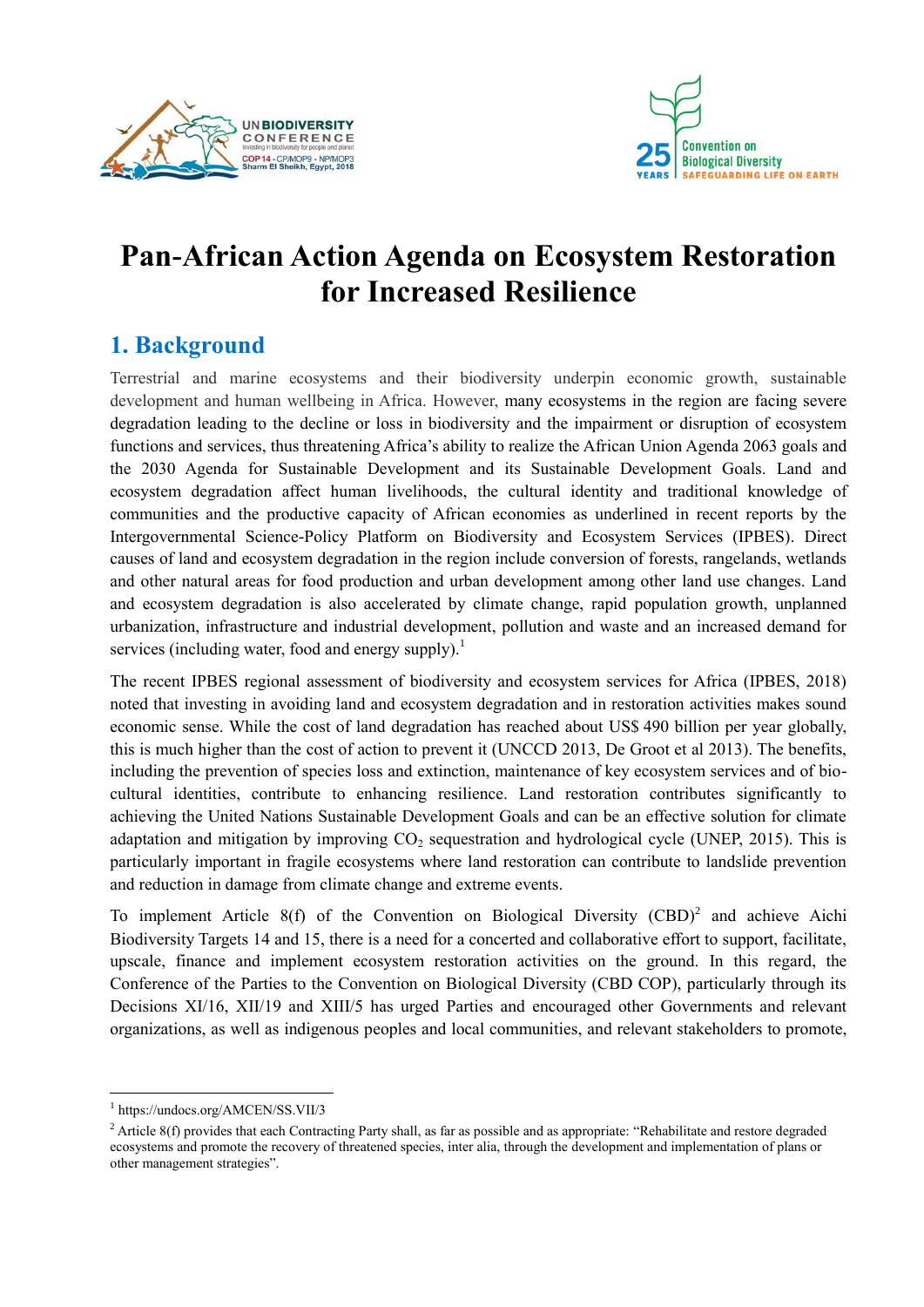# Pan-African Action Agenda on Ecosystem Restoration for Increased Resilience

## 1. Background

Terrestrial and marine ecosystems and their biodiversity underpin economic growth, sustainable development and human wellbeing in Africa. However, many ecosystems in the region are facing severe degradation leading to the decline or loss in biodiversity and the impairment or disruption of ecosystem functions and services, thus threatening Africa's ability to realize the African Union Agenda 2063 goals and the 2030 Agenda for Sustainable Development and its Sustainable Development Goals. Land and ecosystem degradation affect human livelihoods, the cultural identity and traditional knowledge of communities and the productive capacity of African economies as underlined in recent reports by the Intergovernmental Science-Policy Platform on Biodiversity and Ecosystem Services (IPBES). Direct causes of land and ecosystem degradation in the region include conversion of forests, rangelands, wetlands and other natural areas for food production and urban development among other land use changes. Land and ecosystem degradation is also accelerated by climate change, rapid population growth, unplanned urbanization, infrastructure and industrial development, pollution and waste and an increased demand for services (including water, food and energy supply).[1]

The recent IPBES regional assessment of biodiversity and ecosystem services for Africa (IPBES, 2018) noted that investing in avoiding land and ecosystem degradation and in restoration activities makes sound economic sense. While the cost of land degradation has reached about US$ 490 billion per year globally, this is much higher than the cost of action to prevent it (UNCCD 2013, De Groot et al 2013). The benefits, including the prevention of species loss and extinction, maintenance of key ecosystem services and of bio-cultural identities, contribute to enhancing resilience. Land restoration contributes significantly to achieving the United Nations Sustainable Development Goals and can be an effective solution for climate adaptation and mitigation by improving $CO_2$ sequestration and hydrological cycle (UNEP, 2015). This is particularly important in fragile ecosystems where land restoration can contribute to landslide prevention and reduction in damage from climate change and extreme events.

To implement Article 8(f) of the Convention on Biological Diversity (CBD)[2] and achieve Aichi Biodiversity Targets 14 and 15, there is a need for a concerted and collaborative effort to support, facilitate, upscale, finance and implement ecosystem restoration activities on the ground. In this regard, the Conference of the Parties to the Convention on Biological Diversity (CBD COP), particularly through its Decisions XI/16, XII/19 and XIII/5 has urged Parties and encouraged other Governments and relevant organizations, as well as indigenous peoples and local communities, and relevant stakeholders to promote,

---

[1] https://undocs.org/AMCEN/SS.VII/3

[2] Article 8(f) provides that each Contracting Party shall, as far as possible and as appropriate: "Rehabilitate and restore degraded ecosystems and promote the recovery of threatened species, inter alia, through the development and implementation of plans or other management strategies".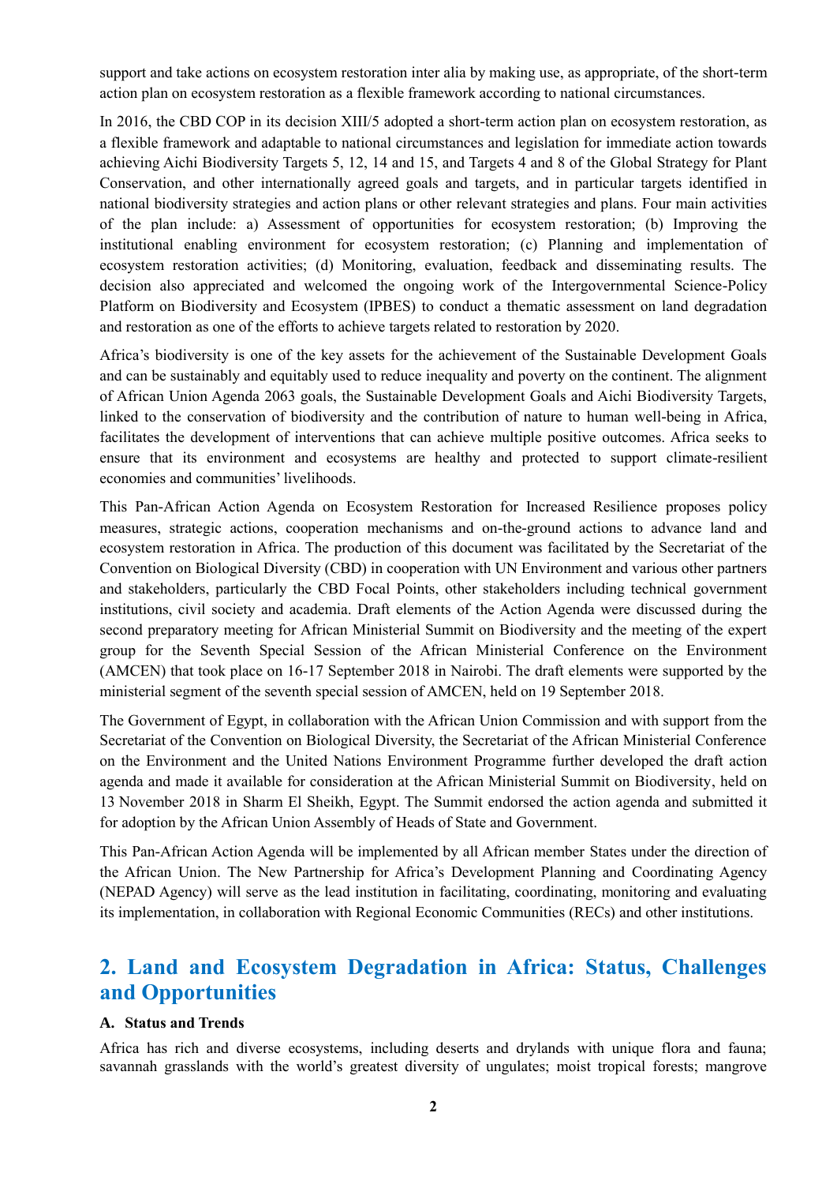support and take actions on ecosystem restoration inter alia by making use, as appropriate, of the short-term action plan on ecosystem restoration as a flexible framework according to national circumstances.

In 2016, the CBD COP in its decision XIII/5 adopted a short-term action plan on ecosystem restoration, as a flexible framework and adaptable to national circumstances and legislation for immediate action towards achieving Aichi Biodiversity Targets 5, 12, 14 and 15, and Targets 4 and 8 of the Global Strategy for Plant Conservation, and other internationally agreed goals and targets, and in particular targets identified in national biodiversity strategies and action plans or other relevant strategies and plans. Four main activities of the plan include: a) Assessment of opportunities for ecosystem restoration; (b) Improving the institutional enabling environment for ecosystem restoration; (c) Planning and implementation of ecosystem restoration activities; (d) Monitoring, evaluation, feedback and disseminating results. The decision also appreciated and welcomed the ongoing work of the Intergovernmental Science-Policy Platform on Biodiversity and Ecosystem (IPBES) to conduct a thematic assessment on land degradation and restoration as one of the efforts to achieve targets related to restoration by 2020.

Africa's biodiversity is one of the key assets for the achievement of the Sustainable Development Goals and can be sustainably and equitably used to reduce inequality and poverty on the continent. The alignment of African Union Agenda 2063 goals, the Sustainable Development Goals and Aichi Biodiversity Targets, linked to the conservation of biodiversity and the contribution of nature to human well-being in Africa, facilitates the development of interventions that can achieve multiple positive outcomes. Africa seeks to ensure that its environment and ecosystems are healthy and protected to support climate-resilient economies and communities' livelihoods.

This Pan-African Action Agenda on Ecosystem Restoration for Increased Resilience proposes policy measures, strategic actions, cooperation mechanisms and on-the-ground actions to advance land and ecosystem restoration in Africa. The production of this document was facilitated by the Secretariat of the Convention on Biological Diversity (CBD) in cooperation with UN Environment and various other partners and stakeholders, particularly the CBD Focal Points, other stakeholders including technical government institutions, civil society and academia. Draft elements of the Action Agenda were discussed during the second preparatory meeting for African Ministerial Summit on Biodiversity and the meeting of the expert group for the Seventh Special Session of the African Ministerial Conference on the Environment (AMCEN) that took place on 16-17 September 2018 in Nairobi. The draft elements were supported by the ministerial segment of the seventh special session of AMCEN, held on 19 September 2018.

The Government of Egypt, in collaboration with the African Union Commission and with support from the Secretariat of the Convention on Biological Diversity, the Secretariat of the African Ministerial Conference on the Environment and the United Nations Environment Programme further developed the draft action agenda and made it available for consideration at the African Ministerial Summit on Biodiversity, held on 13 November 2018 in Sharm El Sheikh, Egypt. The Summit endorsed the action agenda and submitted it for adoption by the African Union Assembly of Heads of State and Government.

This Pan-African Action Agenda will be implemented by all African member States under the direction of the African Union. The New Partnership for Africa's Development Planning and Coordinating Agency (NEPAD Agency) will serve as the lead institution in facilitating, coordinating, monitoring and evaluating its implementation, in collaboration with Regional Economic Communities (RECs) and other institutions.

## 2. Land and Ecosystem Degradation in Africa: Status, Challenges and Opportunities

### A. Status and Trends

Africa has rich and diverse ecosystems, including deserts and drylands with unique flora and fauna; savannah grasslands with the world's greatest diversity of ungulates; moist tropical forests; mangrove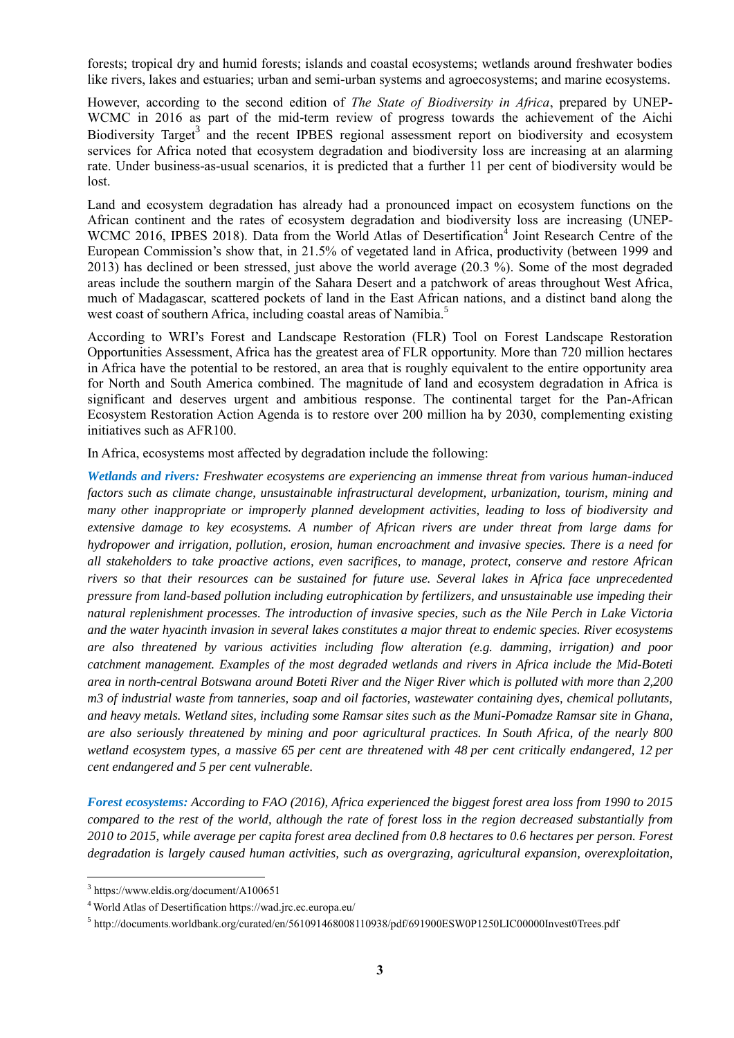forests; tropical dry and humid forests; islands and coastal ecosystems; wetlands around freshwater bodies like rivers, lakes and estuaries; urban and semi-urban systems and agroecosystems; and marine ecosystems.

However, according to the second edition of *The State of Biodiversity in Africa*, prepared by UNEP-WCMC in 2016 as part of the mid-term review of progress towards the achievement of the Aichi Biodiversity Target[3] and the recent IPBES regional assessment report on biodiversity and ecosystem services for Africa noted that ecosystem degradation and biodiversity loss are increasing at an alarming rate. Under business-as-usual scenarios, it is predicted that a further 11 per cent of biodiversity would be lost.

Land and ecosystem degradation has already had a pronounced impact on ecosystem functions on the African continent and the rates of ecosystem degradation and biodiversity loss are increasing (UNEP-WCMC 2016, IPBES 2018). Data from the World Atlas of Desertification[4] Joint Research Centre of the European Commission's show that, in 21.5% of vegetated land in Africa, productivity (between 1999 and 2013) has declined or been stressed, just above the world average (20.3 %). Some of the most degraded areas include the southern margin of the Sahara Desert and a patchwork of areas throughout West Africa, much of Madagascar, scattered pockets of land in the East African nations, and a distinct band along the west coast of southern Africa, including coastal areas of Namibia.[5]

According to WRI's Forest and Landscape Restoration (FLR) Tool on Forest Landscape Restoration Opportunities Assessment, Africa has the greatest area of FLR opportunity. More than 720 million hectares in Africa have the potential to be restored, an area that is roughly equivalent to the entire opportunity area for North and South America combined. The magnitude of land and ecosystem degradation in Africa is significant and deserves urgent and ambitious response. The continental target for the Pan-African Ecosystem Restoration Action Agenda is to restore over 200 million ha by 2030, complementing existing initiatives such as AFR100.

In Africa, ecosystems most affected by degradation include the following:

***Wetlands and rivers:*** *Freshwater ecosystems are experiencing an immense threat from various human-induced factors such as climate change, unsustainable infrastructural development, urbanization, tourism, mining and many other inappropriate or improperly planned development activities, leading to loss of biodiversity and extensive damage to key ecosystems. A number of African rivers are under threat from large dams for hydropower and irrigation, pollution, erosion, human encroachment and invasive species. There is a need for all stakeholders to take proactive actions, even sacrifices, to manage, protect, conserve and restore African rivers so that their resources can be sustained for future use. Several lakes in Africa face unprecedented pressure from land-based pollution including eutrophication by fertilizers, and unsustainable use impeding their natural replenishment processes. The introduction of invasive species, such as the Nile Perch in Lake Victoria and the water hyacinth invasion in several lakes constitutes a major threat to endemic species. River ecosystems are also threatened by various activities including flow alteration (e.g. damming, irrigation) and poor catchment management. Examples of the most degraded wetlands and rivers in Africa include the Mid-Boteti area in north-central Botswana around Boteti River and the Niger River which is polluted with more than 2,200 m3 of industrial waste from tanneries, soap and oil factories, wastewater containing dyes, chemical pollutants, and heavy metals. Wetland sites, including some Ramsar sites such as the Muni-Pomadze Ramsar site in Ghana, are also seriously threatened by mining and poor agricultural practices. In South Africa, of the nearly 800 wetland ecosystem types, a massive 65 per cent are threatened with 48 per cent critically endangered, 12 per cent endangered and 5 per cent vulnerable.*

***Forest ecosystems:*** *According to FAO (2016), Africa experienced the biggest forest area loss from 1990 to 2015 compared to the rest of the world, although the rate of forest loss in the region decreased substantially from 2010 to 2015, while average per capita forest area declined from 0.8 hectares to 0.6 hectares per person. Forest degradation is largely caused human activities, such as overgrazing, agricultural expansion, overexploitation,*

---

[3] https://www.eldis.org/document/A100651

[4] World Atlas of Desertification https://wad.jrc.ec.europa.eu/

[5] http://documents.worldbank.org/curated/en/561091468008110938/pdf/691900ESW0P1250LIC00000Invest0Trees.pdf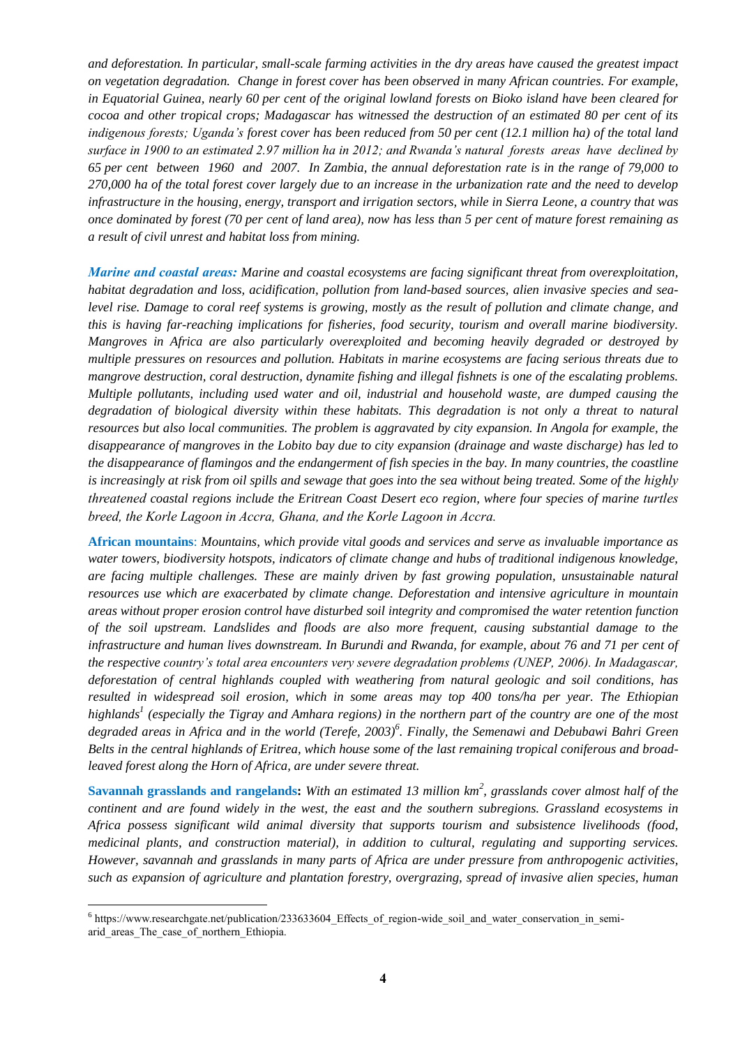*and deforestation. In particular, small-scale farming activities in the dry areas have caused the greatest impact on vegetation degradation. Change in forest cover has been observed in many African countries. For example, in Equatorial Guinea, nearly 60 per cent of the original lowland forests on Bioko island have been cleared for cocoa and other tropical crops; Madagascar has witnessed the destruction of an estimated 80 per cent of its indigenous forests; Uganda's forest cover has been reduced from 50 per cent (12.1 million ha) of the total land surface in 1900 to an estimated 2.97 million ha in 2012; and Rwanda's natural forests areas have declined by 65 per cent between 1960 and 2007. In Zambia, the annual deforestation rate is in the range of 79,000 to 270,000 ha of the total forest cover largely due to an increase in the urbanization rate and the need to develop infrastructure in the housing, energy, transport and irrigation sectors, while in Sierra Leone, a country that was once dominated by forest (70 per cent of land area), now has less than 5 per cent of mature forest remaining as a result of civil unrest and habitat loss from mining.*

***Marine and coastal areas:*** *Marine and coastal ecosystems are facing significant threat from overexploitation, habitat degradation and loss, acidification, pollution from land-based sources, alien invasive species and sea-level rise. Damage to coral reef systems is growing, mostly as the result of pollution and climate change, and this is having far-reaching implications for fisheries, food security, tourism and overall marine biodiversity. Mangroves in Africa are also particularly overexploited and becoming heavily degraded or destroyed by multiple pressures on resources and pollution. Habitats in marine ecosystems are facing serious threats due to mangrove destruction, coral destruction, dynamite fishing and illegal fishnets is one of the escalating problems. Multiple pollutants, including used water and oil, industrial and household waste, are dumped causing the degradation of biological diversity within these habitats. This degradation is not only a threat to natural resources but also local communities. The problem is aggravated by city expansion. In Angola for example, the disappearance of mangroves in the Lobito bay due to city expansion (drainage and waste discharge) has led to the disappearance of flamingos and the endangerment of fish species in the bay. In many countries, the coastline is increasingly at risk from oil spills and sewage that goes into the sea without being treated. Some of the highly threatened coastal regions include the Eritrean Coast Desert eco region, where four species of marine turtles breed, the Korle Lagoon in Accra, Ghana, and the Korle Lagoon in Accra.*

**African mountains**: *Mountains, which provide vital goods and services and serve as invaluable importance as water towers, biodiversity hotspots, indicators of climate change and hubs of traditional indigenous knowledge, are facing multiple challenges. These are mainly driven by fast growing population, unsustainable natural resources use which are exacerbated by climate change. Deforestation and intensive agriculture in mountain areas without proper erosion control have disturbed soil integrity and compromised the water retention function of the soil upstream. Landslides and floods are also more frequent, causing substantial damage to the infrastructure and human lives downstream. In Burundi and Rwanda, for example, about 76 and 71 per cent of the respective country's total area encounters very severe degradation problems (UNEP, 2006). In Madagascar, deforestation of central highlands coupled with weathering from natural geologic and soil conditions, has resulted in widespread soil erosion, which in some areas may top 400 tons/ha per year. The Ethiopian highlands[1] (especially the Tigray and Amhara regions) in the northern part of the country are one of the most degraded areas in Africa and in the world (Terefe, 2003)[6]. Finally, the Semenawi and Debubawi Bahri Green Belts in the central highlands of Eritrea, which house some of the last remaining tropical coniferous and broad-leaved forest along the Horn of Africa, are under severe threat.*

**Savannah grasslands and rangelands:** *With an estimated 13 million km$^2$, grasslands cover almost half of the continent and are found widely in the west, the east and the southern subregions. Grassland ecosystems in Africa possess significant wild animal diversity that supports tourism and subsistence livelihoods (food, medicinal plants, and construction material), in addition to cultural, regulating and supporting services. However, savannah and grasslands in many parts of Africa are under pressure from anthropogenic activities, such as expansion of agriculture and plantation forestry, overgrazing, spread of invasive alien species, human*

---

[6] https://www.researchgate.net/publication/233633604_Effects_of_region-wide_soil_and_water_conservation_in_semi-arid_areas_The_case_of_northern_Ethiopia.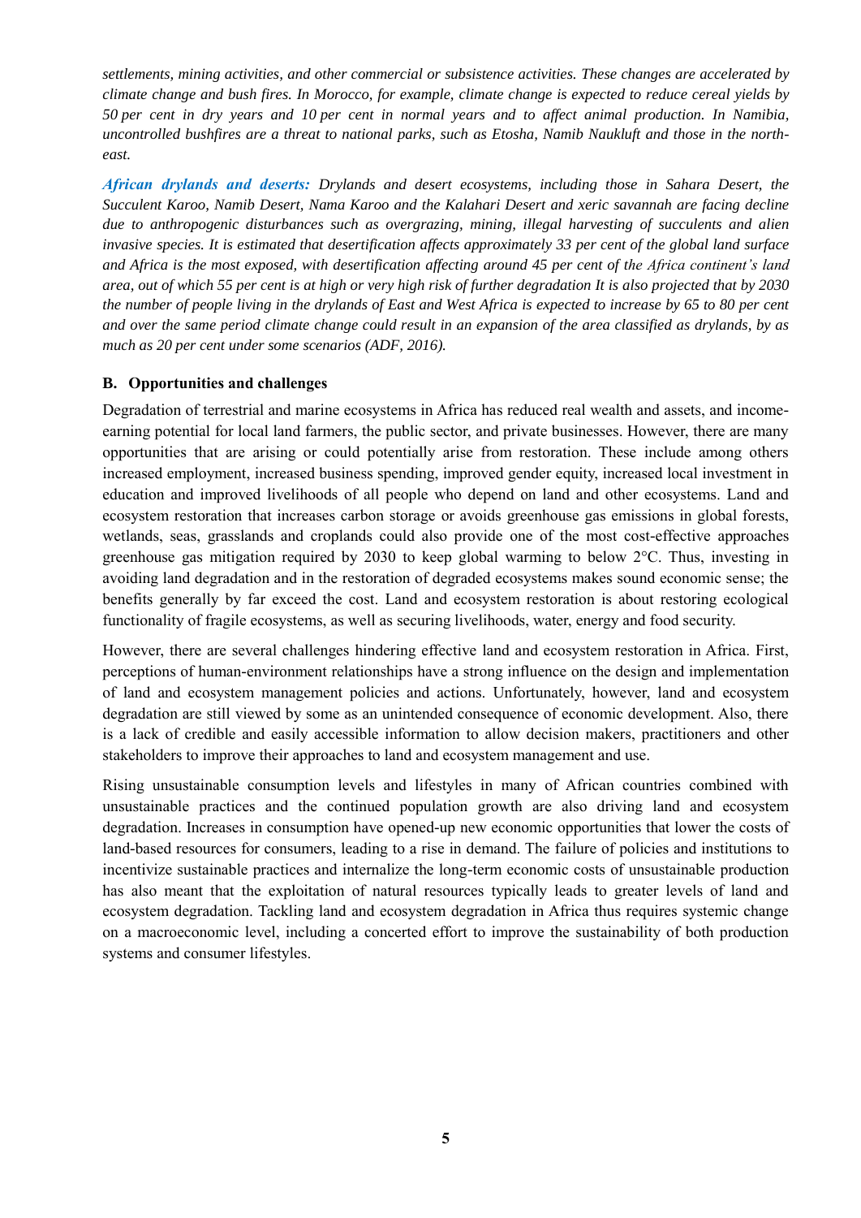*settlements, mining activities, and other commercial or subsistence activities. These changes are accelerated by climate change and bush fires. In Morocco, for example, climate change is expected to reduce cereal yields by 50 per cent in dry years and 10 per cent in normal years and to affect animal production. In Namibia, uncontrolled bushfires are a threat to national parks, such as Etosha, Namib Naukluft and those in the north-east.*

***African drylands and deserts:*** *Drylands and desert ecosystems, including those in Sahara Desert, the Succulent Karoo, Namib Desert, Nama Karoo and the Kalahari Desert and xeric savannah are facing decline due to anthropogenic disturbances such as overgrazing, mining, illegal harvesting of succulents and alien invasive species. It is estimated that desertification affects approximately 33 per cent of the global land surface and Africa is the most exposed, with desertification affecting around 45 per cent of the Africa continent's land area, out of which 55 per cent is at high or very high risk of further degradation It is also projected that by 2030 the number of people living in the drylands of East and West Africa is expected to increase by 65 to 80 per cent and over the same period climate change could result in an expansion of the area classified as drylands, by as much as 20 per cent under some scenarios (ADF, 2016).*

## B. Opportunities and challenges

Degradation of terrestrial and marine ecosystems in Africa has reduced real wealth and assets, and income-earning potential for local land farmers, the public sector, and private businesses. However, there are many opportunities that are arising or could potentially arise from restoration. These include among others increased employment, increased business spending, improved gender equity, increased local investment in education and improved livelihoods of all people who depend on land and other ecosystems. Land and ecosystem restoration that increases carbon storage or avoids greenhouse gas emissions in global forests, wetlands, seas, grasslands and croplands could also provide one of the most cost-effective approaches greenhouse gas mitigation required by 2030 to keep global warming to below 2°C. Thus, investing in avoiding land degradation and in the restoration of degraded ecosystems makes sound economic sense; the benefits generally by far exceed the cost. Land and ecosystem restoration is about restoring ecological functionality of fragile ecosystems, as well as securing livelihoods, water, energy and food security.

However, there are several challenges hindering effective land and ecosystem restoration in Africa. First, perceptions of human-environment relationships have a strong influence on the design and implementation of land and ecosystem management policies and actions. Unfortunately, however, land and ecosystem degradation are still viewed by some as an unintended consequence of economic development. Also, there is a lack of credible and easily accessible information to allow decision makers, practitioners and other stakeholders to improve their approaches to land and ecosystem management and use.

Rising unsustainable consumption levels and lifestyles in many of African countries combined with unsustainable practices and the continued population growth are also driving land and ecosystem degradation. Increases in consumption have opened-up new economic opportunities that lower the costs of land-based resources for consumers, leading to a rise in demand. The failure of policies and institutions to incentivize sustainable practices and internalize the long-term economic costs of unsustainable production has also meant that the exploitation of natural resources typically leads to greater levels of land and ecosystem degradation. Tackling land and ecosystem degradation in Africa thus requires systemic change on a macroeconomic level, including a concerted effort to improve the sustainability of both production systems and consumer lifestyles.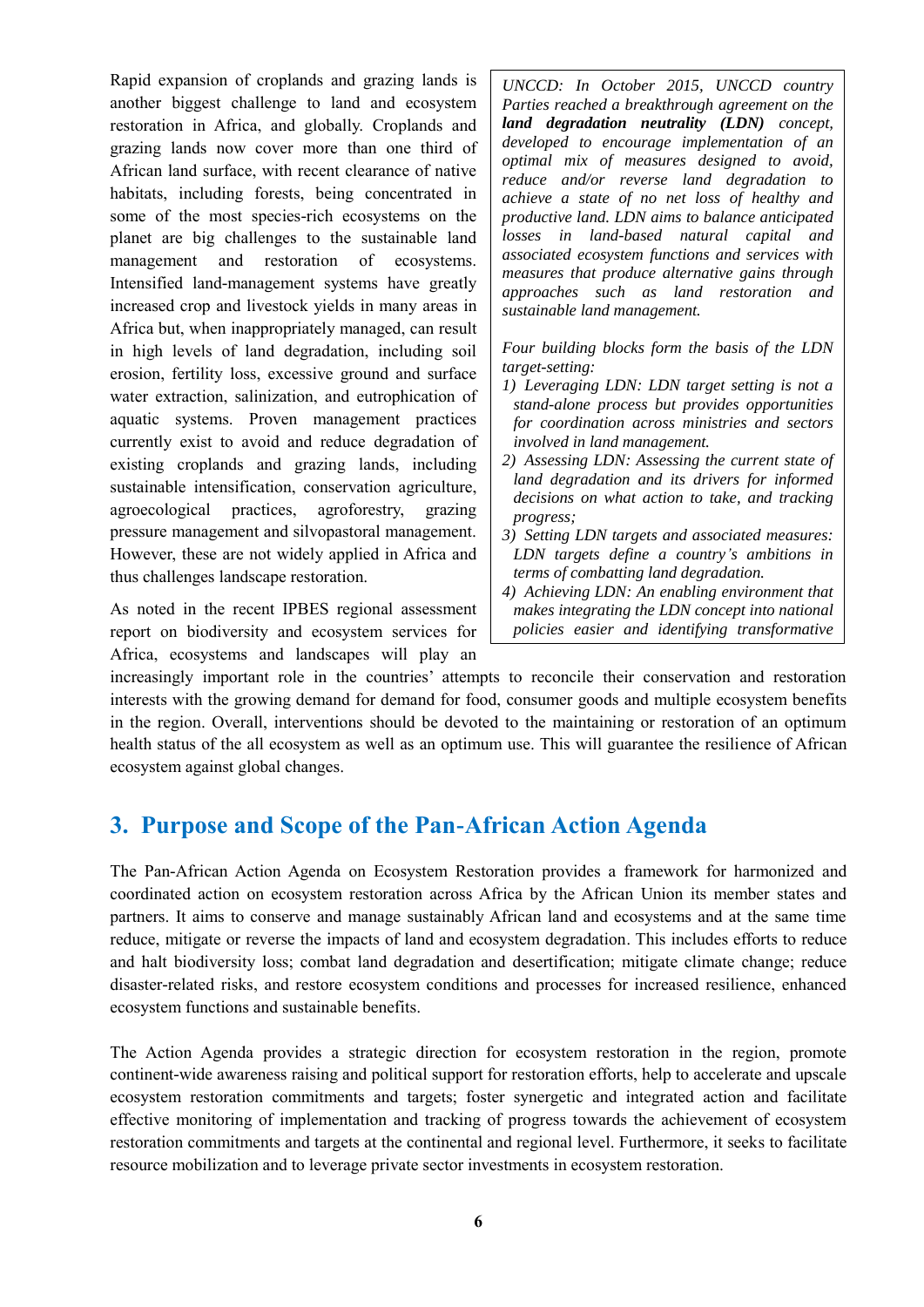Rapid expansion of croplands and grazing lands is another biggest challenge to land and ecosystem restoration in Africa, and globally. Croplands and grazing lands now cover more than one third of African land surface, with recent clearance of native habitats, including forests, being concentrated in some of the most species-rich ecosystems on the planet are big challenges to the sustainable land management and restoration of ecosystems. Intensified land-management systems have greatly increased crop and livestock yields in many areas in Africa but, when inappropriately managed, can result in high levels of land degradation, including soil erosion, fertility loss, excessive ground and surface water extraction, salinization, and eutrophication of aquatic systems. Proven management practices currently exist to avoid and reduce degradation of existing croplands and grazing lands, including sustainable intensification, conservation agriculture, agroecological practices, agroforestry, grazing pressure management and silvopastoral management. However, these are not widely applied in Africa and thus challenges landscape restoration.

> *UNCCD: In October 2015, UNCCD country Parties reached a breakthrough agreement on the* ***land degradation neutrality (LDN)*** *concept, developed to encourage implementation of an optimal mix of measures designed to avoid, reduce and/or reverse land degradation to achieve a state of no net loss of healthy and productive land. LDN aims to balance anticipated losses in land-based natural capital and associated ecosystem functions and services with measures that produce alternative gains through approaches such as land restoration and sustainable land management.*
>
> *Four building blocks form the basis of the LDN target-setting:*
>
> 1) *Leveraging LDN: LDN target setting is not a stand-alone process but provides opportunities for coordination across ministries and sectors involved in land management.*
> 2) *Assessing LDN: Assessing the current state of land degradation and its drivers for informed decisions on what action to take, and tracking progress;*
> 3) *Setting LDN targets and associated measures: LDN targets define a country's ambitions in terms of combatting land degradation.*
> 4) *Achieving LDN: An enabling environment that makes integrating the LDN concept into national policies easier and identifying transformative*

As noted in the recent IPBES regional assessment report on biodiversity and ecosystem services for Africa, ecosystems and landscapes will play an increasingly important role in the countries' attempts to reconcile their conservation and restoration interests with the growing demand for demand for food, consumer goods and multiple ecosystem benefits in the region. Overall, interventions should be devoted to the maintaining or restoration of an optimum health status of the all ecosystem as well as an optimum use. This will guarantee the resilience of African ecosystem against global changes.

## 3. Purpose and Scope of the Pan-African Action Agenda

The Pan-African Action Agenda on Ecosystem Restoration provides a framework for harmonized and coordinated action on ecosystem restoration across Africa by the African Union its member states and partners. It aims to conserve and manage sustainably African land and ecosystems and at the same time reduce, mitigate or reverse the impacts of land and ecosystem degradation. This includes efforts to reduce and halt biodiversity loss; combat land degradation and desertification; mitigate climate change; reduce disaster-related risks, and restore ecosystem conditions and processes for increased resilience, enhanced ecosystem functions and sustainable benefits.

The Action Agenda provides a strategic direction for ecosystem restoration in the region, promote continent-wide awareness raising and political support for restoration efforts, help to accelerate and upscale ecosystem restoration commitments and targets; foster synergetic and integrated action and facilitate effective monitoring of implementation and tracking of progress towards the achievement of ecosystem restoration commitments and targets at the continental and regional level. Furthermore, it seeks to facilitate resource mobilization and to leverage private sector investments in ecosystem restoration.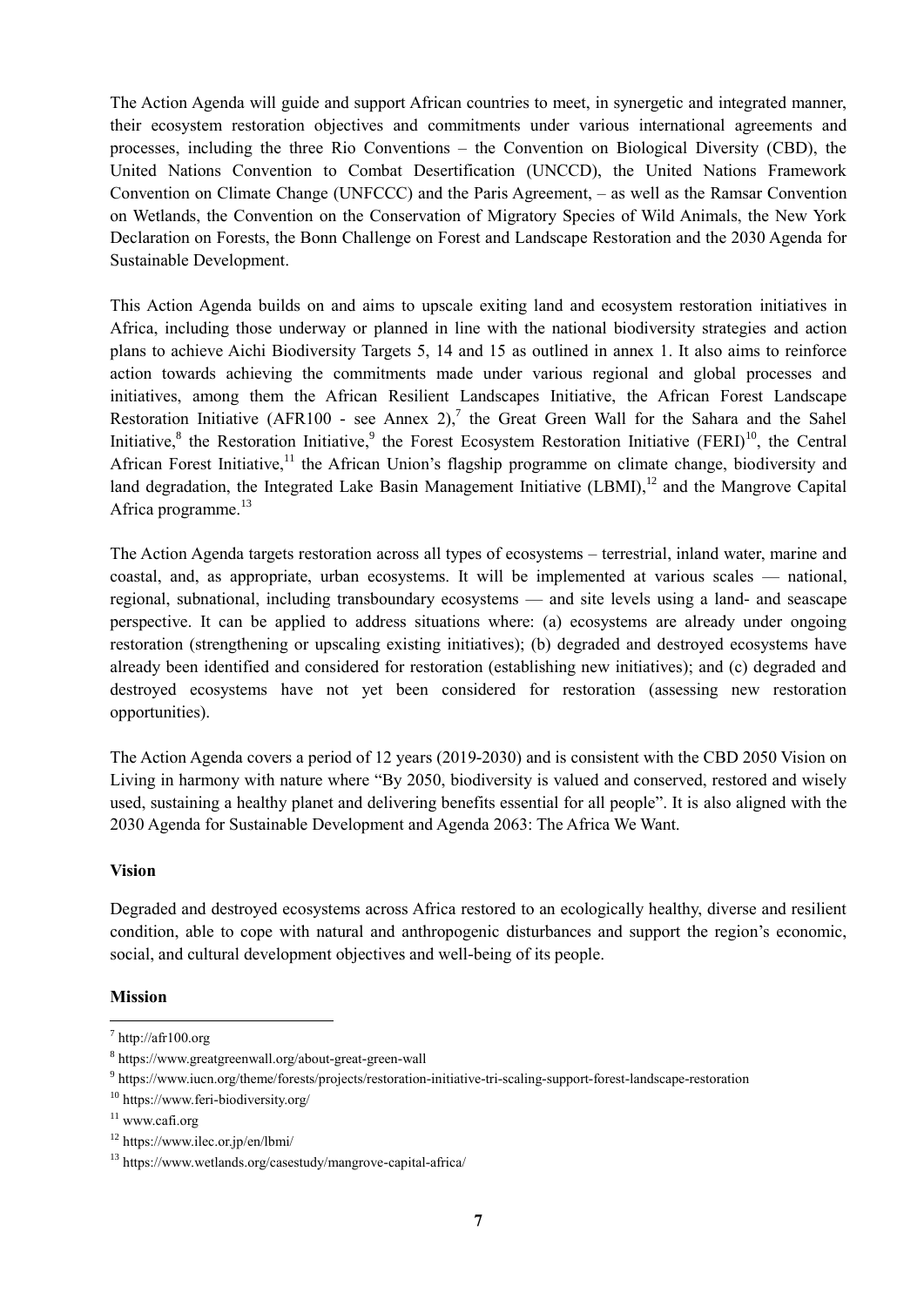The Action Agenda will guide and support African countries to meet, in synergetic and integrated manner, their ecosystem restoration objectives and commitments under various international agreements and processes, including the three Rio Conventions – the Convention on Biological Diversity (CBD), the United Nations Convention to Combat Desertification (UNCCD), the United Nations Framework Convention on Climate Change (UNFCCC) and the Paris Agreement, – as well as the Ramsar Convention on Wetlands, the Convention on the Conservation of Migratory Species of Wild Animals, the New York Declaration on Forests, the Bonn Challenge on Forest and Landscape Restoration and the 2030 Agenda for Sustainable Development.

This Action Agenda builds on and aims to upscale exiting land and ecosystem restoration initiatives in Africa, including those underway or planned in line with the national biodiversity strategies and action plans to achieve Aichi Biodiversity Targets 5, 14 and 15 as outlined in annex 1. It also aims to reinforce action towards achieving the commitments made under various regional and global processes and initiatives, among them the African Resilient Landscapes Initiative, the African Forest Landscape Restoration Initiative (AFR100 - see Annex 2),[7] the Great Green Wall for the Sahara and the Sahel Initiative,[8] the Restoration Initiative,[9] the Forest Ecosystem Restoration Initiative (FERI)[10], the Central African Forest Initiative,[11] the African Union's flagship programme on climate change, biodiversity and land degradation, the Integrated Lake Basin Management Initiative (LBMI),[12] and the Mangrove Capital Africa programme.[13]

The Action Agenda targets restoration across all types of ecosystems – terrestrial, inland water, marine and coastal, and, as appropriate, urban ecosystems. It will be implemented at various scales — national, regional, subnational, including transboundary ecosystems — and site levels using a land- and seascape perspective. It can be applied to address situations where: (a) ecosystems are already under ongoing restoration (strengthening or upscaling existing initiatives); (b) degraded and destroyed ecosystems have already been identified and considered for restoration (establishing new initiatives); and (c) degraded and destroyed ecosystems have not yet been considered for restoration (assessing new restoration opportunities).

The Action Agenda covers a period of 12 years (2019-2030) and is consistent with the CBD 2050 Vision on Living in harmony with nature where "By 2050, biodiversity is valued and conserved, restored and wisely used, sustaining a healthy planet and delivering benefits essential for all people". It is also aligned with the 2030 Agenda for Sustainable Development and Agenda 2063: The Africa We Want.

**Vision**

Degraded and destroyed ecosystems across Africa restored to an ecologically healthy, diverse and resilient condition, able to cope with natural and anthropogenic disturbances and support the region's economic, social, and cultural development objectives and well-being of its people.

**Mission**

---

[7] http://afr100.org

[8] https://www.greatgreenwall.org/about-great-green-wall

[9] https://www.iucn.org/theme/forests/projects/restoration-initiative-tri-scaling-support-forest-landscape-restoration

[10] https://www.feri-biodiversity.org/

[11] www.cafi.org

[12] https://www.ilec.or.jp/en/lbmi/

[13] https://www.wetlands.org/casestudy/mangrove-capital-africa/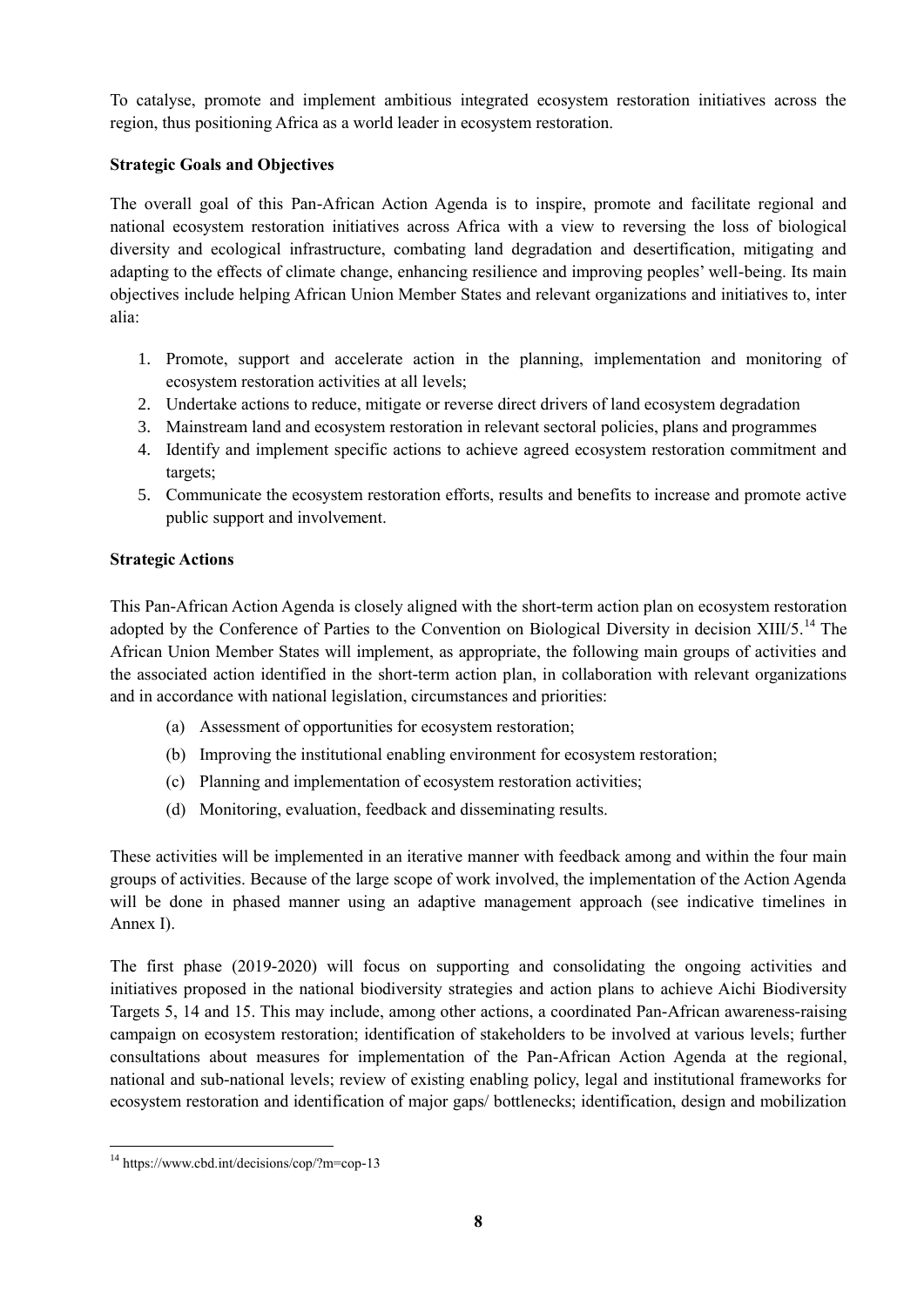To catalyse, promote and implement ambitious integrated ecosystem restoration initiatives across the region, thus positioning Africa as a world leader in ecosystem restoration.

**Strategic Goals and Objectives**

The overall goal of this Pan-African Action Agenda is to inspire, promote and facilitate regional and national ecosystem restoration initiatives across Africa with a view to reversing the loss of biological diversity and ecological infrastructure, combating land degradation and desertification, mitigating and adapting to the effects of climate change, enhancing resilience and improving peoples' well-being. Its main objectives include helping African Union Member States and relevant organizations and initiatives to, inter alia:

1. Promote, support and accelerate action in the planning, implementation and monitoring of ecosystem restoration activities at all levels;
2. Undertake actions to reduce, mitigate or reverse direct drivers of land ecosystem degradation
3. Mainstream land and ecosystem restoration in relevant sectoral policies, plans and programmes
4. Identify and implement specific actions to achieve agreed ecosystem restoration commitment and targets;
5. Communicate the ecosystem restoration efforts, results and benefits to increase and promote active public support and involvement.

**Strategic Actions**

This Pan-African Action Agenda is closely aligned with the short-term action plan on ecosystem restoration adopted by the Conference of Parties to the Convention on Biological Diversity in decision XIII/5.[14] The African Union Member States will implement, as appropriate, the following main groups of activities and the associated action identified in the short-term action plan, in collaboration with relevant organizations and in accordance with national legislation, circumstances and priorities:

(a) Assessment of opportunities for ecosystem restoration;
(b) Improving the institutional enabling environment for ecosystem restoration;
(c) Planning and implementation of ecosystem restoration activities;
(d) Monitoring, evaluation, feedback and disseminating results.

These activities will be implemented in an iterative manner with feedback among and within the four main groups of activities. Because of the large scope of work involved, the implementation of the Action Agenda will be done in phased manner using an adaptive management approach (see indicative timelines in Annex I).

The first phase (2019-2020) will focus on supporting and consolidating the ongoing activities and initiatives proposed in the national biodiversity strategies and action plans to achieve Aichi Biodiversity Targets 5, 14 and 15. This may include, among other actions, a coordinated Pan-African awareness-raising campaign on ecosystem restoration; identification of stakeholders to be involved at various levels; further consultations about measures for implementation of the Pan-African Action Agenda at the regional, national and sub-national levels; review of existing enabling policy, legal and institutional frameworks for ecosystem restoration and identification of major gaps/ bottlenecks; identification, design and mobilization

---

[14] https://www.cbd.int/decisions/cop/?m=cop-13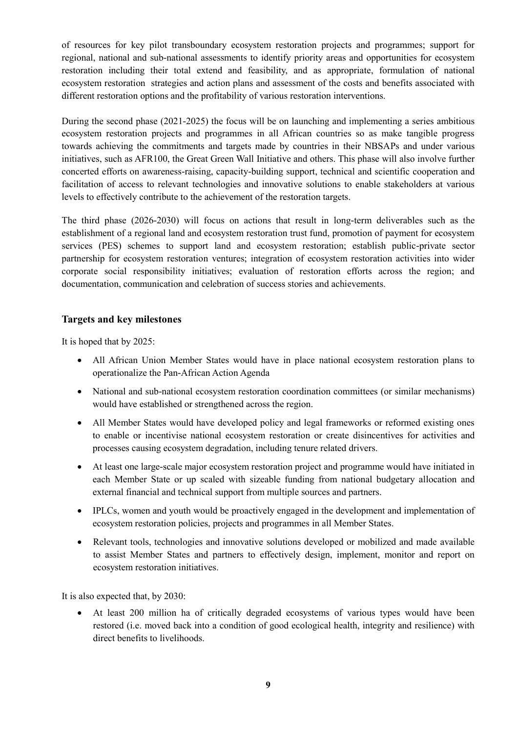of resources for key pilot transboundary ecosystem restoration projects and programmes; support for regional, national and sub-national assessments to identify priority areas and opportunities for ecosystem restoration including their total extend and feasibility, and as appropriate, formulation of national ecosystem restoration strategies and action plans and assessment of the costs and benefits associated with different restoration options and the profitability of various restoration interventions.

During the second phase (2021-2025) the focus will be on launching and implementing a series ambitious ecosystem restoration projects and programmes in all African countries so as make tangible progress towards achieving the commitments and targets made by countries in their NBSAPs and under various initiatives, such as AFR100, the Great Green Wall Initiative and others. This phase will also involve further concerted efforts on awareness-raising, capacity-building support, technical and scientific cooperation and facilitation of access to relevant technologies and innovative solutions to enable stakeholders at various levels to effectively contribute to the achievement of the restoration targets.

The third phase (2026-2030) will focus on actions that result in long-term deliverables such as the establishment of a regional land and ecosystem restoration trust fund, promotion of payment for ecosystem services (PES) schemes to support land and ecosystem restoration; establish public-private sector partnership for ecosystem restoration ventures; integration of ecosystem restoration activities into wider corporate social responsibility initiatives; evaluation of restoration efforts across the region; and documentation, communication and celebration of success stories and achievements.

### Targets and key milestones

It is hoped that by 2025:

- All African Union Member States would have in place national ecosystem restoration plans to operationalize the Pan-African Action Agenda
- National and sub-national ecosystem restoration coordination committees (or similar mechanisms) would have established or strengthened across the region.
- All Member States would have developed policy and legal frameworks or reformed existing ones to enable or incentivise national ecosystem restoration or create disincentives for activities and processes causing ecosystem degradation, including tenure related drivers.
- At least one large-scale major ecosystem restoration project and programme would have initiated in each Member State or up scaled with sizeable funding from national budgetary allocation and external financial and technical support from multiple sources and partners.
- IPLCs, women and youth would be proactively engaged in the development and implementation of ecosystem restoration policies, projects and programmes in all Member States.
- Relevant tools, technologies and innovative solutions developed or mobilized and made available to assist Member States and partners to effectively design, implement, monitor and report on ecosystem restoration initiatives.

It is also expected that, by 2030:

- At least 200 million ha of critically degraded ecosystems of various types would have been restored (i.e. moved back into a condition of good ecological health, integrity and resilience) with direct benefits to livelihoods.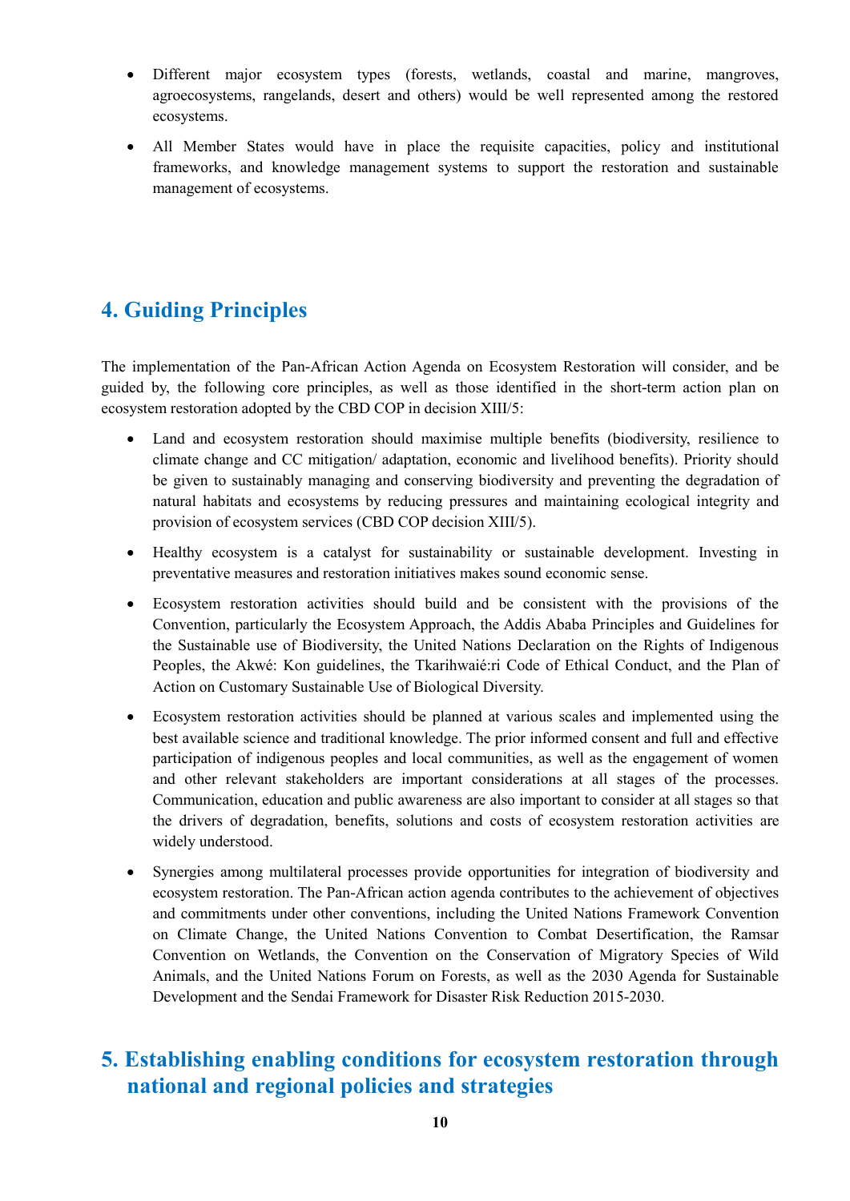- Different major ecosystem types (forests, wetlands, coastal and marine, mangroves, agroecosystems, rangelands, desert and others) would be well represented among the restored ecosystems.
- All Member States would have in place the requisite capacities, policy and institutional frameworks, and knowledge management systems to support the restoration and sustainable management of ecosystems.

## 4. Guiding Principles

The implementation of the Pan-African Action Agenda on Ecosystem Restoration will consider, and be guided by, the following core principles, as well as those identified in the short-term action plan on ecosystem restoration adopted by the CBD COP in decision XIII/5:

- Land and ecosystem restoration should maximise multiple benefits (biodiversity, resilience to climate change and CC mitigation/ adaptation, economic and livelihood benefits). Priority should be given to sustainably managing and conserving biodiversity and preventing the degradation of natural habitats and ecosystems by reducing pressures and maintaining ecological integrity and provision of ecosystem services (CBD COP decision XIII/5).
- Healthy ecosystem is a catalyst for sustainability or sustainable development. Investing in preventative measures and restoration initiatives makes sound economic sense.
- Ecosystem restoration activities should build and be consistent with the provisions of the Convention, particularly the Ecosystem Approach, the Addis Ababa Principles and Guidelines for the Sustainable use of Biodiversity, the United Nations Declaration on the Rights of Indigenous Peoples, the Akwé: Kon guidelines, the Tkarihwaié:ri Code of Ethical Conduct, and the Plan of Action on Customary Sustainable Use of Biological Diversity.
- Ecosystem restoration activities should be planned at various scales and implemented using the best available science and traditional knowledge. The prior informed consent and full and effective participation of indigenous peoples and local communities, as well as the engagement of women and other relevant stakeholders are important considerations at all stages of the processes. Communication, education and public awareness are also important to consider at all stages so that the drivers of degradation, benefits, solutions and costs of ecosystem restoration activities are widely understood.
- Synergies among multilateral processes provide opportunities for integration of biodiversity and ecosystem restoration. The Pan-African action agenda contributes to the achievement of objectives and commitments under other conventions, including the United Nations Framework Convention on Climate Change, the United Nations Convention to Combat Desertification, the Ramsar Convention on Wetlands, the Convention on the Conservation of Migratory Species of Wild Animals, and the United Nations Forum on Forests, as well as the 2030 Agenda for Sustainable Development and the Sendai Framework for Disaster Risk Reduction 2015-2030.

## 5. Establishing enabling conditions for ecosystem restoration through national and regional policies and strategies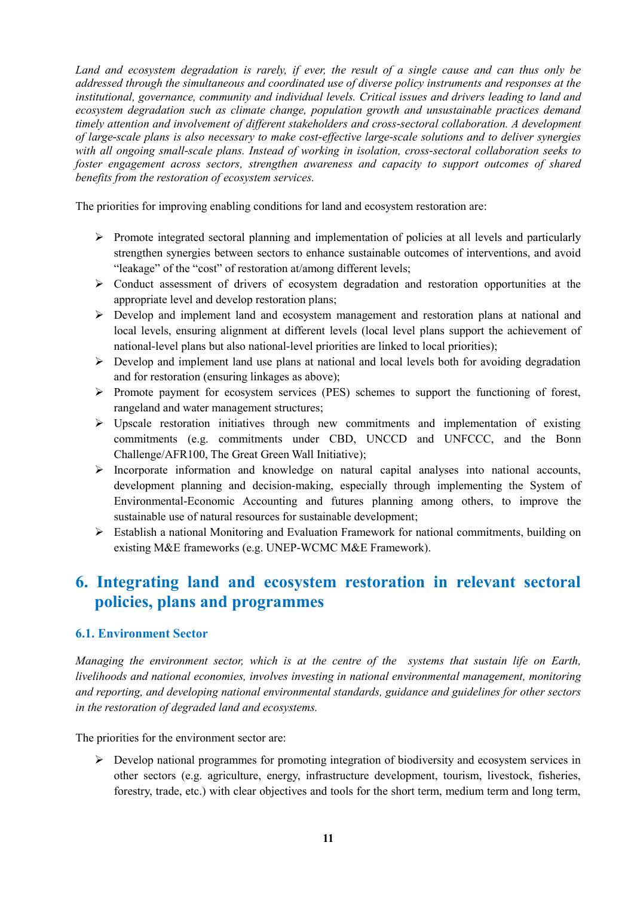*Land and ecosystem degradation is rarely, if ever, the result of a single cause and can thus only be addressed through the simultaneous and coordinated use of diverse policy instruments and responses at the institutional, governance, community and individual levels. Critical issues and drivers leading to land and ecosystem degradation such as climate change, population growth and unsustainable practices demand timely attention and involvement of different stakeholders and cross-sectoral collaboration. A development of large-scale plans is also necessary to make cost-effective large-scale solutions and to deliver synergies with all ongoing small-scale plans. Instead of working in isolation, cross-sectoral collaboration seeks to foster engagement across sectors, strengthen awareness and capacity to support outcomes of shared benefits from the restoration of ecosystem services.*

The priorities for improving enabling conditions for land and ecosystem restoration are:

- Promote integrated sectoral planning and implementation of policies at all levels and particularly strengthen synergies between sectors to enhance sustainable outcomes of interventions, and avoid "leakage" of the "cost" of restoration at/among different levels;
- Conduct assessment of drivers of ecosystem degradation and restoration opportunities at the appropriate level and develop restoration plans;
- Develop and implement land and ecosystem management and restoration plans at national and local levels, ensuring alignment at different levels (local level plans support the achievement of national-level plans but also national-level priorities are linked to local priorities);
- Develop and implement land use plans at national and local levels both for avoiding degradation and for restoration (ensuring linkages as above);
- Promote payment for ecosystem services (PES) schemes to support the functioning of forest, rangeland and water management structures;
- Upscale restoration initiatives through new commitments and implementation of existing commitments (e.g. commitments under CBD, UNCCD and UNFCCC, and the Bonn Challenge/AFR100, The Great Green Wall Initiative);
- Incorporate information and knowledge on natural capital analyses into national accounts, development planning and decision-making, especially through implementing the System of Environmental-Economic Accounting and futures planning among others, to improve the sustainable use of natural resources for sustainable development;
- Establish a national Monitoring and Evaluation Framework for national commitments, building on existing M&E frameworks (e.g. UNEP-WCMC M&E Framework).

# 6. Integrating land and ecosystem restoration in relevant sectoral policies, plans and programmes

## 6.1. Environment Sector

*Managing the environment sector, which is at the centre of the systems that sustain life on Earth, livelihoods and national economies, involves investing in national environmental management, monitoring and reporting, and developing national environmental standards, guidance and guidelines for other sectors in the restoration of degraded land and ecosystems.*

The priorities for the environment sector are:

- Develop national programmes for promoting integration of biodiversity and ecosystem services in other sectors (e.g. agriculture, energy, infrastructure development, tourism, livestock, fisheries, forestry, trade, etc.) with clear objectives and tools for the short term, medium term and long term,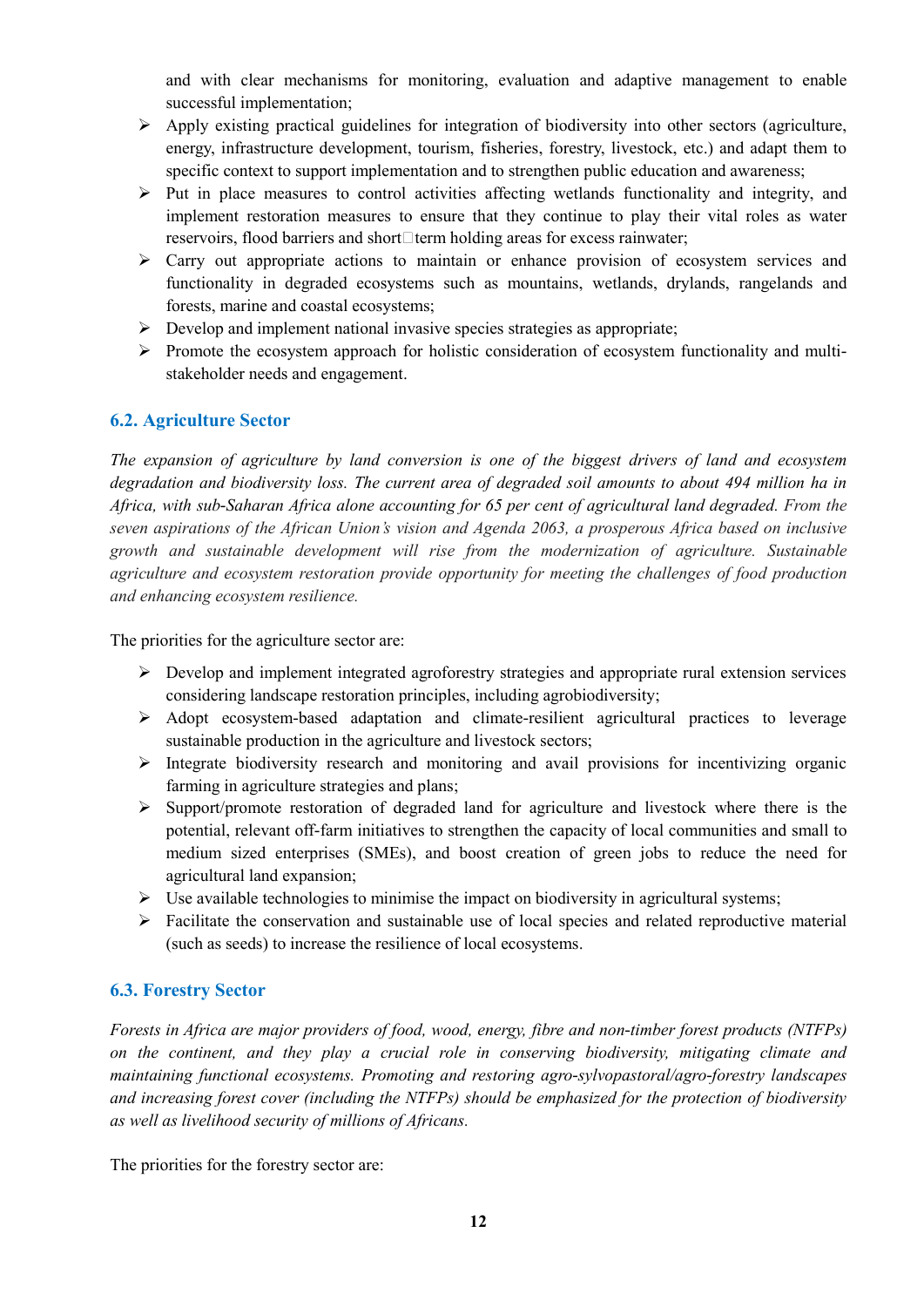and with clear mechanisms for monitoring, evaluation and adaptive management to enable successful implementation;

- Apply existing practical guidelines for integration of biodiversity into other sectors (agriculture, energy, infrastructure development, tourism, fisheries, forestry, livestock, etc.) and adapt them to specific context to support implementation and to strengthen public education and awareness;
- Put in place measures to control activities affecting wetlands functionality and integrity, and implement restoration measures to ensure that they continue to play their vital roles as water reservoirs, flood barriers and short-term holding areas for excess rainwater;
- Carry out appropriate actions to maintain or enhance provision of ecosystem services and functionality in degraded ecosystems such as mountains, wetlands, drylands, rangelands and forests, marine and coastal ecosystems;
- Develop and implement national invasive species strategies as appropriate;
- Promote the ecosystem approach for holistic consideration of ecosystem functionality and multi-stakeholder needs and engagement.

## 6.2. Agriculture Sector

*The expansion of agriculture by land conversion is one of the biggest drivers of land and ecosystem degradation and biodiversity loss. The current area of degraded soil amounts to about 494 million ha in Africa, with sub-Saharan Africa alone accounting for 65 per cent of agricultural land degraded. From the seven aspirations of the African Union's vision and Agenda 2063, a prosperous Africa based on inclusive growth and sustainable development will rise from the modernization of agriculture. Sustainable agriculture and ecosystem restoration provide opportunity for meeting the challenges of food production and enhancing ecosystem resilience.*

The priorities for the agriculture sector are:

- Develop and implement integrated agroforestry strategies and appropriate rural extension services considering landscape restoration principles, including agrobiodiversity;
- Adopt ecosystem-based adaptation and climate-resilient agricultural practices to leverage sustainable production in the agriculture and livestock sectors;
- Integrate biodiversity research and monitoring and avail provisions for incentivizing organic farming in agriculture strategies and plans;
- Support/promote restoration of degraded land for agriculture and livestock where there is the potential, relevant off-farm initiatives to strengthen the capacity of local communities and small to medium sized enterprises (SMEs), and boost creation of green jobs to reduce the need for agricultural land expansion;
- Use available technologies to minimise the impact on biodiversity in agricultural systems;
- Facilitate the conservation and sustainable use of local species and related reproductive material (such as seeds) to increase the resilience of local ecosystems.

## 6.3. Forestry Sector

*Forests in Africa are major providers of food, wood, energy, fibre and non-timber forest products (NTFPs) on the continent, and they play a crucial role in conserving biodiversity, mitigating climate and maintaining functional ecosystems. Promoting and restoring agro-sylvopastoral/agro-forestry landscapes and increasing forest cover (including the NTFPs) should be emphasized for the protection of biodiversity as well as livelihood security of millions of Africans.*

The priorities for the forestry sector are: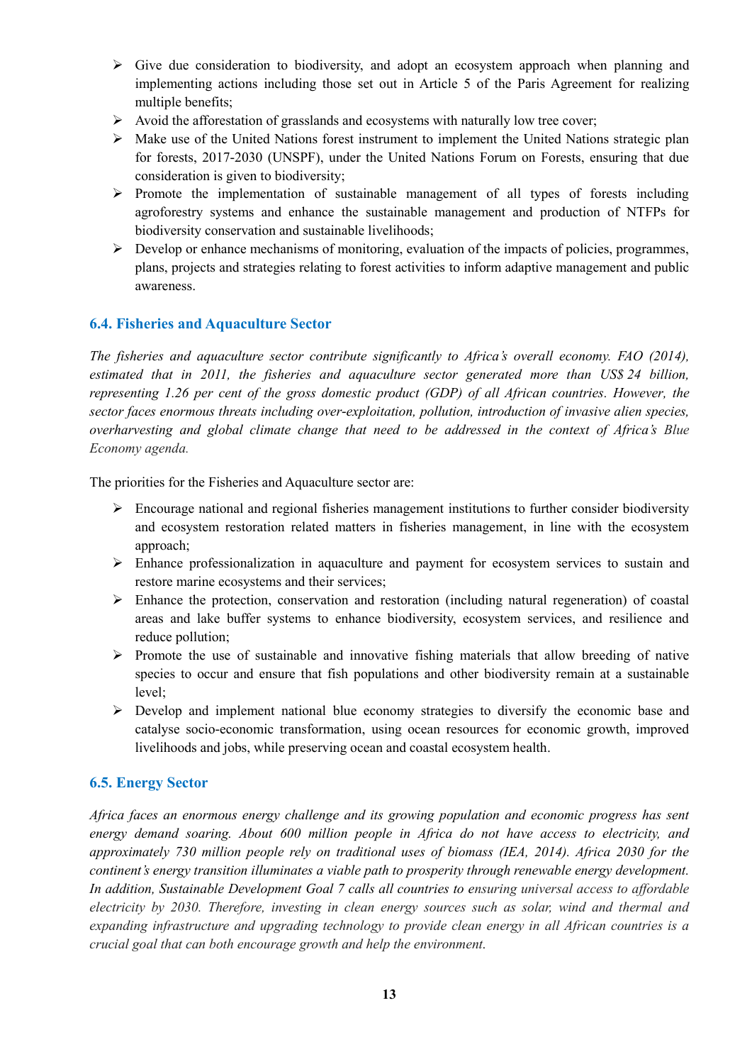- Give due consideration to biodiversity, and adopt an ecosystem approach when planning and implementing actions including those set out in Article 5 of the Paris Agreement for realizing multiple benefits;
- Avoid the afforestation of grasslands and ecosystems with naturally low tree cover;
- Make use of the United Nations forest instrument to implement the United Nations strategic plan for forests, 2017-2030 (UNSPF), under the United Nations Forum on Forests, ensuring that due consideration is given to biodiversity;
- Promote the implementation of sustainable management of all types of forests including agroforestry systems and enhance the sustainable management and production of NTFPs for biodiversity conservation and sustainable livelihoods;
- Develop or enhance mechanisms of monitoring, evaluation of the impacts of policies, programmes, plans, projects and strategies relating to forest activities to inform adaptive management and public awareness.

### 6.4. Fisheries and Aquaculture Sector

*The fisheries and aquaculture sector contribute significantly to Africa's overall economy. FAO (2014), estimated that in 2011, the fisheries and aquaculture sector generated more than US$ 24 billion, representing 1.26 per cent of the gross domestic product (GDP) of all African countries. However, the sector faces enormous threats including over-exploitation, pollution, introduction of invasive alien species, overharvesting and global climate change that need to be addressed in the context of Africa's Blue Economy agenda.*

The priorities for the Fisheries and Aquaculture sector are:

- Encourage national and regional fisheries management institutions to further consider biodiversity and ecosystem restoration related matters in fisheries management, in line with the ecosystem approach;
- Enhance professionalization in aquaculture and payment for ecosystem services to sustain and restore marine ecosystems and their services;
- Enhance the protection, conservation and restoration (including natural regeneration) of coastal areas and lake buffer systems to enhance biodiversity, ecosystem services, and resilience and reduce pollution;
- Promote the use of sustainable and innovative fishing materials that allow breeding of native species to occur and ensure that fish populations and other biodiversity remain at a sustainable level;
- Develop and implement national blue economy strategies to diversify the economic base and catalyse socio-economic transformation, using ocean resources for economic growth, improved livelihoods and jobs, while preserving ocean and coastal ecosystem health.

### 6.5. Energy Sector

*Africa faces an enormous energy challenge and its growing population and economic progress has sent energy demand soaring. About 600 million people in Africa do not have access to electricity, and approximately 730 million people rely on traditional uses of biomass (IEA, 2014). Africa 2030 for the continent's energy transition illuminates a viable path to prosperity through renewable energy development. In addition, Sustainable Development Goal 7 calls all countries to ensuring universal access to affordable electricity by 2030. Therefore, investing in clean energy sources such as solar, wind and thermal and expanding infrastructure and upgrading technology to provide clean energy in all African countries is a crucial goal that can both encourage growth and help the environment.*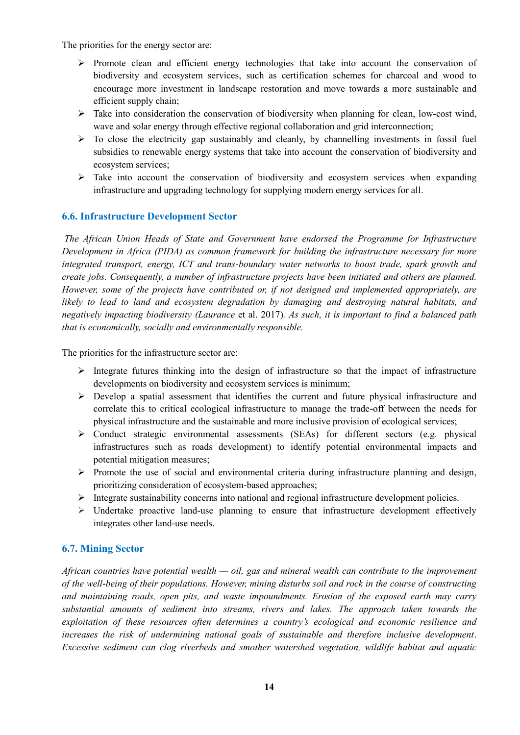The priorities for the energy sector are:

- Promote clean and efficient energy technologies that take into account the conservation of biodiversity and ecosystem services, such as certification schemes for charcoal and wood to encourage more investment in landscape restoration and move towards a more sustainable and efficient supply chain;
- Take into consideration the conservation of biodiversity when planning for clean, low-cost wind, wave and solar energy through effective regional collaboration and grid interconnection;
- To close the electricity gap sustainably and cleanly, by channelling investments in fossil fuel subsidies to renewable energy systems that take into account the conservation of biodiversity and ecosystem services;
- Take into account the conservation of biodiversity and ecosystem services when expanding infrastructure and upgrading technology for supplying modern energy services for all.

## 6.6. Infrastructure Development Sector

*The African Union Heads of State and Government have endorsed the Programme for Infrastructure Development in Africa (PIDA) as common framework for building the infrastructure necessary for more integrated transport, energy, ICT and trans-boundary water networks to boost trade, spark growth and create jobs. Consequently, a number of infrastructure projects have been initiated and others are planned. However, some of the projects have contributed or, if not designed and implemented appropriately, are likely to lead to land and ecosystem degradation by damaging and destroying natural habitats, and negatively impacting biodiversity (Laurance* et al. 2017)*. As such, it is important to find a balanced path that is economically, socially and environmentally responsible.*

The priorities for the infrastructure sector are:

- Integrate futures thinking into the design of infrastructure so that the impact of infrastructure developments on biodiversity and ecosystem services is minimum;
- Develop a spatial assessment that identifies the current and future physical infrastructure and correlate this to critical ecological infrastructure to manage the trade-off between the needs for physical infrastructure and the sustainable and more inclusive provision of ecological services;
- Conduct strategic environmental assessments (SEAs) for different sectors (e.g. physical infrastructures such as roads development) to identify potential environmental impacts and potential mitigation measures;
- Promote the use of social and environmental criteria during infrastructure planning and design, prioritizing consideration of ecosystem-based approaches;
- Integrate sustainability concerns into national and regional infrastructure development policies.
- Undertake proactive land-use planning to ensure that infrastructure development effectively integrates other land-use needs.

## 6.7. Mining Sector

*African countries have potential wealth — oil, gas and mineral wealth can contribute to the improvement of the well-being of their populations. However, mining disturbs soil and rock in the course of constructing and maintaining roads, open pits, and waste impoundments. Erosion of the exposed earth may carry substantial amounts of sediment into streams, rivers and lakes. The approach taken towards the exploitation of these resources often determines a country's ecological and economic resilience and increases the risk of undermining national goals of sustainable and therefore inclusive development. Excessive sediment can clog riverbeds and smother watershed vegetation, wildlife habitat and aquatic*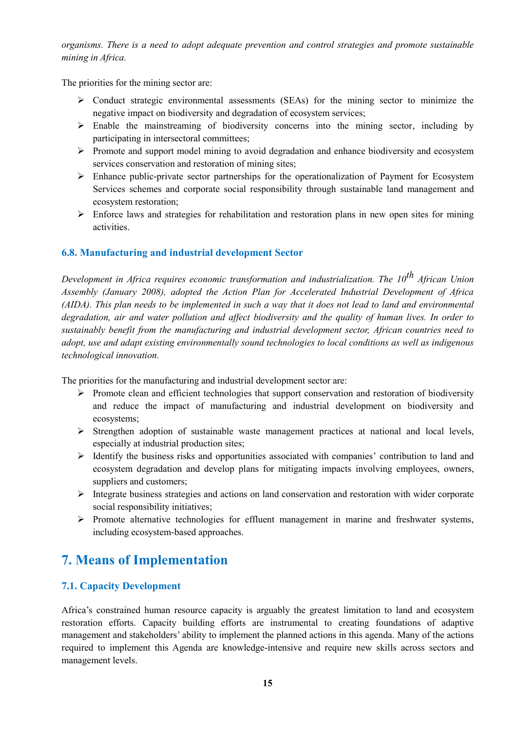*organisms. There is a need to adopt adequate prevention and control strategies and promote sustainable mining in Africa.*

The priorities for the mining sector are:

- Conduct strategic environmental assessments (SEAs) for the mining sector to minimize the negative impact on biodiversity and degradation of ecosystem services;
- Enable the mainstreaming of biodiversity concerns into the mining sector, including by participating in intersectoral committees;
- Promote and support model mining to avoid degradation and enhance biodiversity and ecosystem services conservation and restoration of mining sites;
- Enhance public-private sector partnerships for the operationalization of Payment for Ecosystem Services schemes and corporate social responsibility through sustainable land management and ecosystem restoration;
- Enforce laws and strategies for rehabilitation and restoration plans in new open sites for mining activities.

### 6.8. Manufacturing and industrial development Sector

*Development in Africa requires economic transformation and industrialization. The 10$^{th}$ African Union Assembly (January 2008), adopted the Action Plan for Accelerated Industrial Development of Africa (AIDA). This plan needs to be implemented in such a way that it does not lead to land and environmental degradation, air and water pollution and affect biodiversity and the quality of human lives. In order to sustainably benefit from the manufacturing and industrial development sector, African countries need to adopt, use and adapt existing environmentally sound technologies to local conditions as well as indigenous technological innovation.*

The priorities for the manufacturing and industrial development sector are:

- Promote clean and efficient technologies that support conservation and restoration of biodiversity and reduce the impact of manufacturing and industrial development on biodiversity and ecosystems;
- Strengthen adoption of sustainable waste management practices at national and local levels, especially at industrial production sites;
- Identify the business risks and opportunities associated with companies' contribution to land and ecosystem degradation and develop plans for mitigating impacts involving employees, owners, suppliers and customers;
- Integrate business strategies and actions on land conservation and restoration with wider corporate social responsibility initiatives;
- Promote alternative technologies for effluent management in marine and freshwater systems, including ecosystem-based approaches.

## 7. Means of Implementation

### 7.1. Capacity Development

Africa's constrained human resource capacity is arguably the greatest limitation to land and ecosystem restoration efforts. Capacity building efforts are instrumental to creating foundations of adaptive management and stakeholders' ability to implement the planned actions in this agenda. Many of the actions required to implement this Agenda are knowledge-intensive and require new skills across sectors and management levels.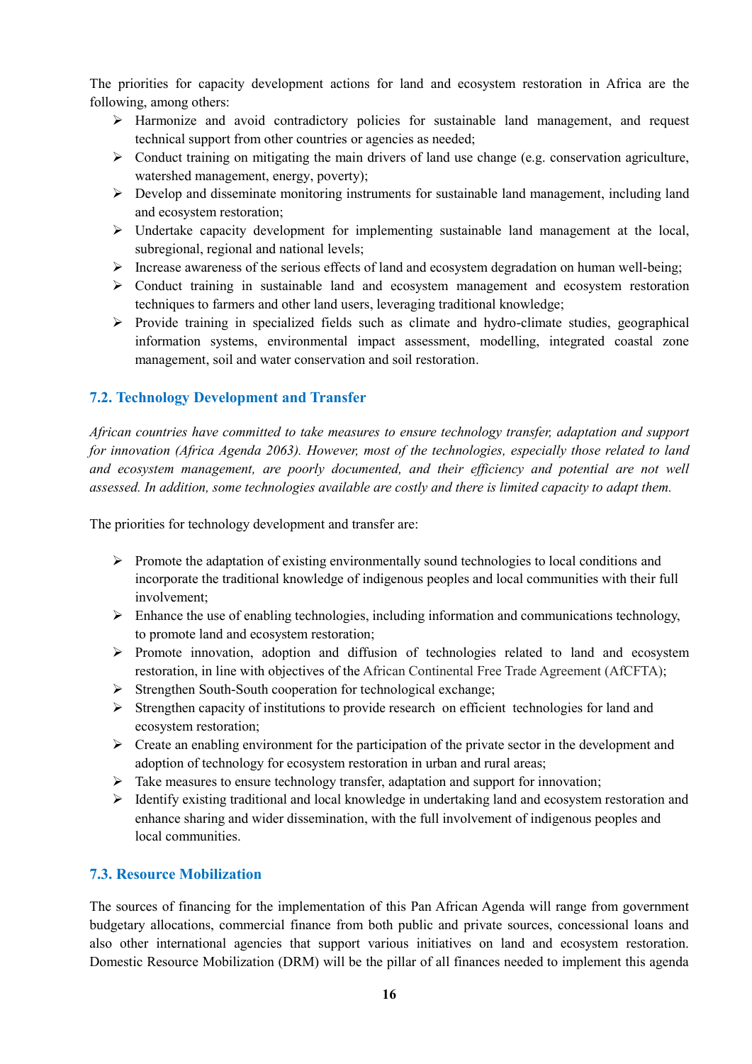The priorities for capacity development actions for land and ecosystem restoration in Africa are the following, among others:

- Harmonize and avoid contradictory policies for sustainable land management, and request technical support from other countries or agencies as needed;
- Conduct training on mitigating the main drivers of land use change (e.g. conservation agriculture, watershed management, energy, poverty);
- Develop and disseminate monitoring instruments for sustainable land management, including land and ecosystem restoration;
- Undertake capacity development for implementing sustainable land management at the local, subregional, regional and national levels;
- Increase awareness of the serious effects of land and ecosystem degradation on human well-being;
- Conduct training in sustainable land and ecosystem management and ecosystem restoration techniques to farmers and other land users, leveraging traditional knowledge;
- Provide training in specialized fields such as climate and hydro-climate studies, geographical information systems, environmental impact assessment, modelling, integrated coastal zone management, soil and water conservation and soil restoration.

## 7.2. Technology Development and Transfer

*African countries have committed to take measures to ensure technology transfer, adaptation and support for innovation (Africa Agenda 2063). However, most of the technologies, especially those related to land and ecosystem management, are poorly documented, and their efficiency and potential are not well assessed. In addition, some technologies available are costly and there is limited capacity to adapt them.*

The priorities for technology development and transfer are:

- Promote the adaptation of existing environmentally sound technologies to local conditions and incorporate the traditional knowledge of indigenous peoples and local communities with their full involvement;
- Enhance the use of enabling technologies, including information and communications technology, to promote land and ecosystem restoration;
- Promote innovation, adoption and diffusion of technologies related to land and ecosystem restoration, in line with objectives of the African Continental Free Trade Agreement (AfCFTA);
- Strengthen South-South cooperation for technological exchange;
- Strengthen capacity of institutions to provide research on efficient technologies for land and ecosystem restoration;
- Create an enabling environment for the participation of the private sector in the development and adoption of technology for ecosystem restoration in urban and rural areas;
- Take measures to ensure technology transfer, adaptation and support for innovation;
- Identify existing traditional and local knowledge in undertaking land and ecosystem restoration and enhance sharing and wider dissemination, with the full involvement of indigenous peoples and local communities.

## 7.3. Resource Mobilization

The sources of financing for the implementation of this Pan African Agenda will range from government budgetary allocations, commercial finance from both public and private sources, concessional loans and also other international agencies that support various initiatives on land and ecosystem restoration. Domestic Resource Mobilization (DRM) will be the pillar of all finances needed to implement this agenda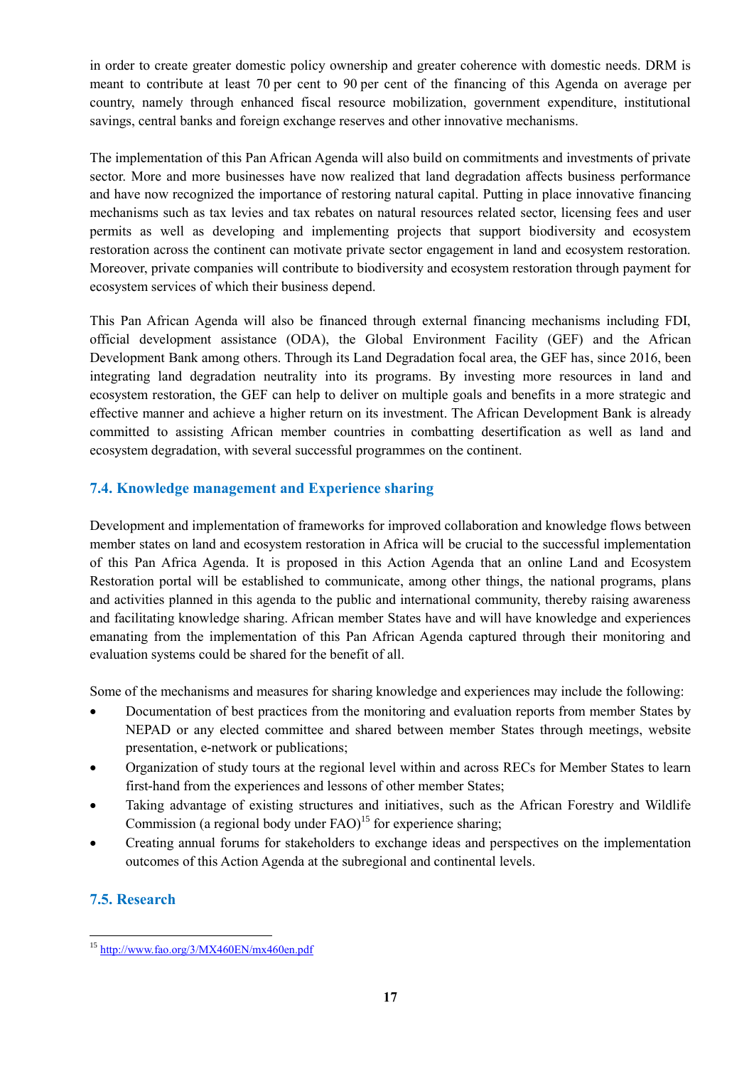in order to create greater domestic policy ownership and greater coherence with domestic needs. DRM is meant to contribute at least 70 per cent to 90 per cent of the financing of this Agenda on average per country, namely through enhanced fiscal resource mobilization, government expenditure, institutional savings, central banks and foreign exchange reserves and other innovative mechanisms.

The implementation of this Pan African Agenda will also build on commitments and investments of private sector. More and more businesses have now realized that land degradation affects business performance and have now recognized the importance of restoring natural capital. Putting in place innovative financing mechanisms such as tax levies and tax rebates on natural resources related sector, licensing fees and user permits as well as developing and implementing projects that support biodiversity and ecosystem restoration across the continent can motivate private sector engagement in land and ecosystem restoration. Moreover, private companies will contribute to biodiversity and ecosystem restoration through payment for ecosystem services of which their business depend.

This Pan African Agenda will also be financed through external financing mechanisms including FDI, official development assistance (ODA), the Global Environment Facility (GEF) and the African Development Bank among others. Through its Land Degradation focal area, the GEF has, since 2016, been integrating land degradation neutrality into its programs. By investing more resources in land and ecosystem restoration, the GEF can help to deliver on multiple goals and benefits in a more strategic and effective manner and achieve a higher return on its investment. The African Development Bank is already committed to assisting African member countries in combatting desertification as well as land and ecosystem degradation, with several successful programmes on the continent.

## 7.4. Knowledge management and Experience sharing

Development and implementation of frameworks for improved collaboration and knowledge flows between member states on land and ecosystem restoration in Africa will be crucial to the successful implementation of this Pan Africa Agenda. It is proposed in this Action Agenda that an online Land and Ecosystem Restoration portal will be established to communicate, among other things, the national programs, plans and activities planned in this agenda to the public and international community, thereby raising awareness and facilitating knowledge sharing. African member States have and will have knowledge and experiences emanating from the implementation of this Pan African Agenda captured through their monitoring and evaluation systems could be shared for the benefit of all.

Some of the mechanisms and measures for sharing knowledge and experiences may include the following:

- Documentation of best practices from the monitoring and evaluation reports from member States by NEPAD or any elected committee and shared between member States through meetings, website presentation, e-network or publications;
- Organization of study tours at the regional level within and across RECs for Member States to learn first-hand from the experiences and lessons of other member States;
- Taking advantage of existing structures and initiatives, such as the African Forestry and Wildlife Commission (a regional body under FAO)[15] for experience sharing;
- Creating annual forums for stakeholders to exchange ideas and perspectives on the implementation outcomes of this Action Agenda at the subregional and continental levels.

## 7.5. Research

[15] http://www.fao.org/3/MX460EN/mx460en.pdf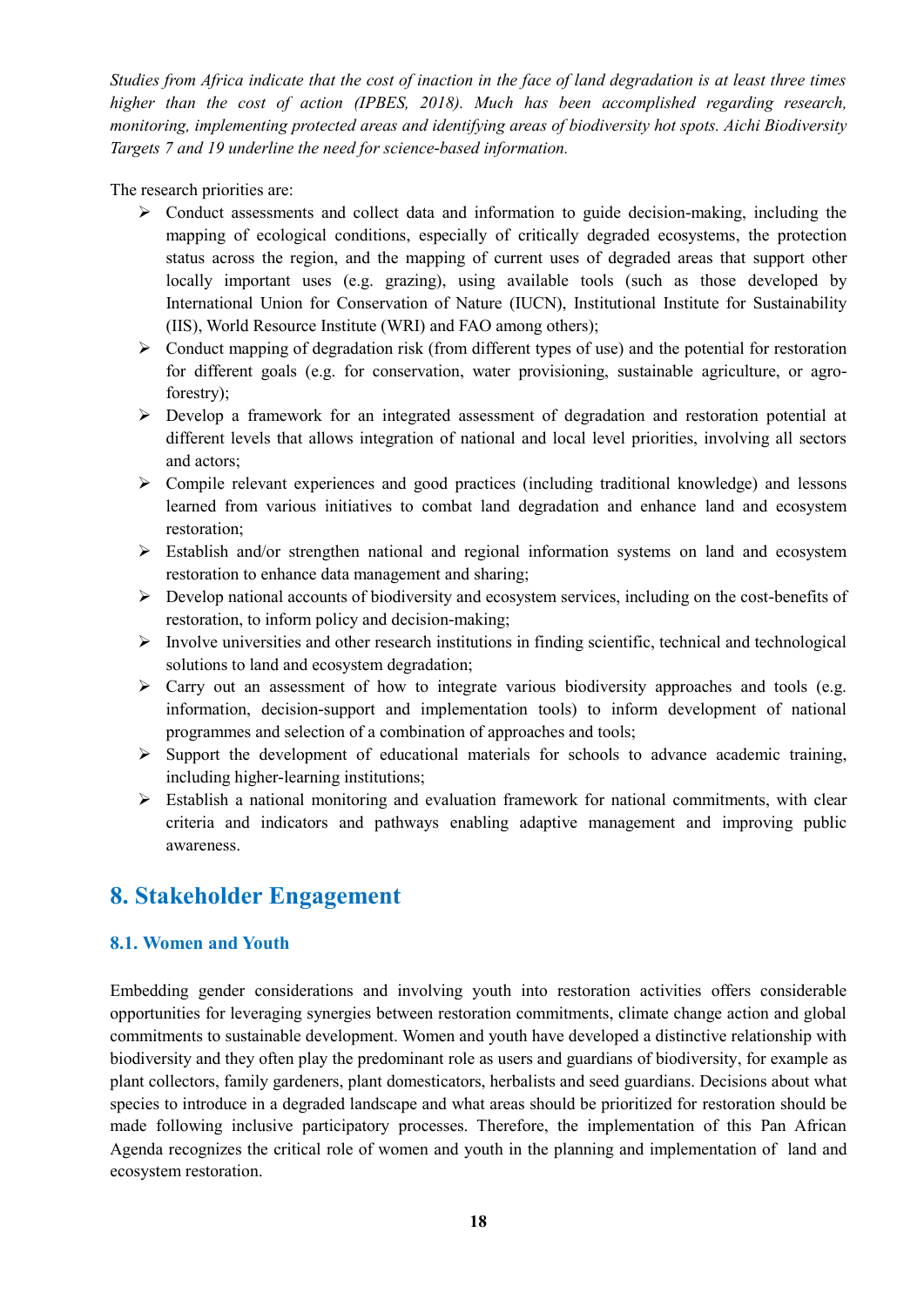*Studies from Africa indicate that the cost of inaction in the face of land degradation is at least three times higher than the cost of action (IPBES, 2018). Much has been accomplished regarding research, monitoring, implementing protected areas and identifying areas of biodiversity hot spots. Aichi Biodiversity Targets 7 and 19 underline the need for science-based information.*

The research priorities are:

- Conduct assessments and collect data and information to guide decision-making, including the mapping of ecological conditions, especially of critically degraded ecosystems, the protection status across the region, and the mapping of current uses of degraded areas that support other locally important uses (e.g. grazing), using available tools (such as those developed by International Union for Conservation of Nature (IUCN), Institutional Institute for Sustainability (IIS), World Resource Institute (WRI) and FAO among others);
- Conduct mapping of degradation risk (from different types of use) and the potential for restoration for different goals (e.g. for conservation, water provisioning, sustainable agriculture, or agro-forestry);
- Develop a framework for an integrated assessment of degradation and restoration potential at different levels that allows integration of national and local level priorities, involving all sectors and actors;
- Compile relevant experiences and good practices (including traditional knowledge) and lessons learned from various initiatives to combat land degradation and enhance land and ecosystem restoration;
- Establish and/or strengthen national and regional information systems on land and ecosystem restoration to enhance data management and sharing;
- Develop national accounts of biodiversity and ecosystem services, including on the cost-benefits of restoration, to inform policy and decision-making;
- Involve universities and other research institutions in finding scientific, technical and technological solutions to land and ecosystem degradation;
- Carry out an assessment of how to integrate various biodiversity approaches and tools (e.g. information, decision-support and implementation tools) to inform development of national programmes and selection of a combination of approaches and tools;
- Support the development of educational materials for schools to advance academic training, including higher-learning institutions;
- Establish a national monitoring and evaluation framework for national commitments, with clear criteria and indicators and pathways enabling adaptive management and improving public awareness.

## 8. Stakeholder Engagement

### 8.1. Women and Youth

Embedding gender considerations and involving youth into restoration activities offers considerable opportunities for leveraging synergies between restoration commitments, climate change action and global commitments to sustainable development. Women and youth have developed a distinctive relationship with biodiversity and they often play the predominant role as users and guardians of biodiversity, for example as plant collectors, family gardeners, plant domesticators, herbalists and seed guardians. Decisions about what species to introduce in a degraded landscape and what areas should be prioritized for restoration should be made following inclusive participatory processes. Therefore, the implementation of this Pan African Agenda recognizes the critical role of women and youth in the planning and implementation of land and ecosystem restoration.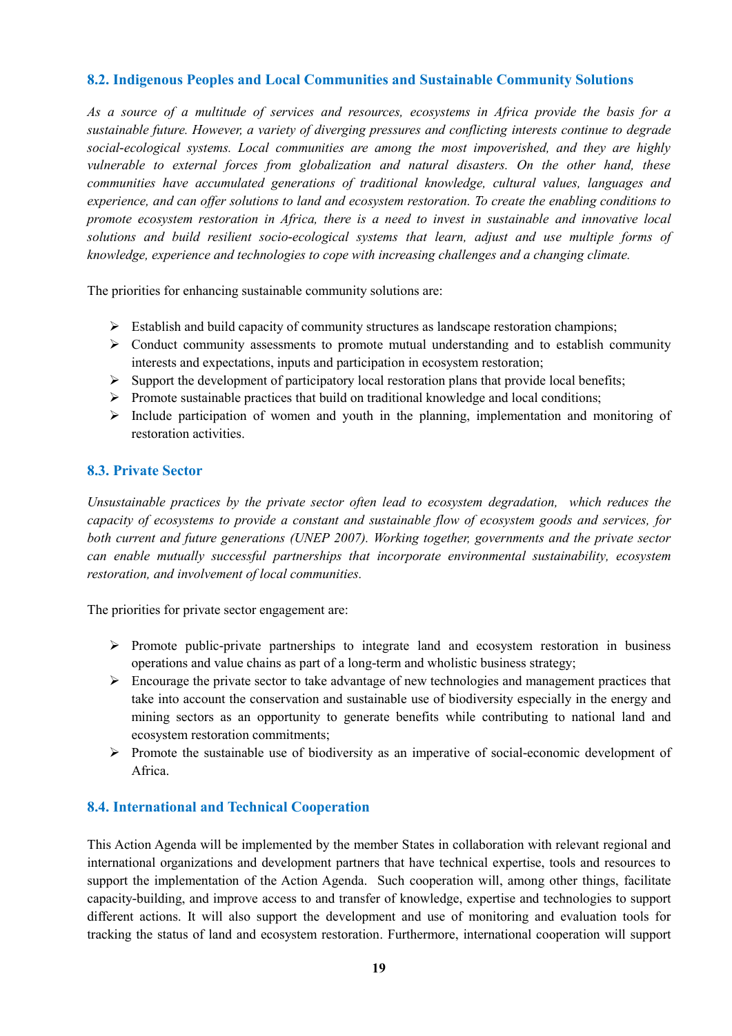### 8.2. Indigenous Peoples and Local Communities and Sustainable Community Solutions

*As a source of a multitude of services and resources, ecosystems in Africa provide the basis for a sustainable future. However, a variety of diverging pressures and conflicting interests continue to degrade social-ecological systems. Local communities are among the most impoverished, and they are highly vulnerable to external forces from globalization and natural disasters. On the other hand, these communities have accumulated generations of traditional knowledge, cultural values, languages and experience, and can offer solutions to land and ecosystem restoration. To create the enabling conditions to promote ecosystem restoration in Africa, there is a need to invest in sustainable and innovative local solutions and build resilient socio-ecological systems that learn, adjust and use multiple forms of knowledge, experience and technologies to cope with increasing challenges and a changing climate.*

The priorities for enhancing sustainable community solutions are:

- Establish and build capacity of community structures as landscape restoration champions;
- Conduct community assessments to promote mutual understanding and to establish community interests and expectations, inputs and participation in ecosystem restoration;
- Support the development of participatory local restoration plans that provide local benefits;
- Promote sustainable practices that build on traditional knowledge and local conditions;
- Include participation of women and youth in the planning, implementation and monitoring of restoration activities.

### 8.3. Private Sector

*Unsustainable practices by the private sector often lead to ecosystem degradation, which reduces the capacity of ecosystems to provide a constant and sustainable flow of ecosystem goods and services, for both current and future generations (UNEP 2007). Working together, governments and the private sector can enable mutually successful partnerships that incorporate environmental sustainability, ecosystem restoration, and involvement of local communities.*

The priorities for private sector engagement are:

- Promote public-private partnerships to integrate land and ecosystem restoration in business operations and value chains as part of a long-term and wholistic business strategy;
- Encourage the private sector to take advantage of new technologies and management practices that take into account the conservation and sustainable use of biodiversity especially in the energy and mining sectors as an opportunity to generate benefits while contributing to national land and ecosystem restoration commitments;
- Promote the sustainable use of biodiversity as an imperative of social-economic development of Africa.

### 8.4. International and Technical Cooperation

This Action Agenda will be implemented by the member States in collaboration with relevant regional and international organizations and development partners that have technical expertise, tools and resources to support the implementation of the Action Agenda. Such cooperation will, among other things, facilitate capacity-building, and improve access to and transfer of knowledge, expertise and technologies to support different actions. It will also support the development and use of monitoring and evaluation tools for tracking the status of land and ecosystem restoration. Furthermore, international cooperation will support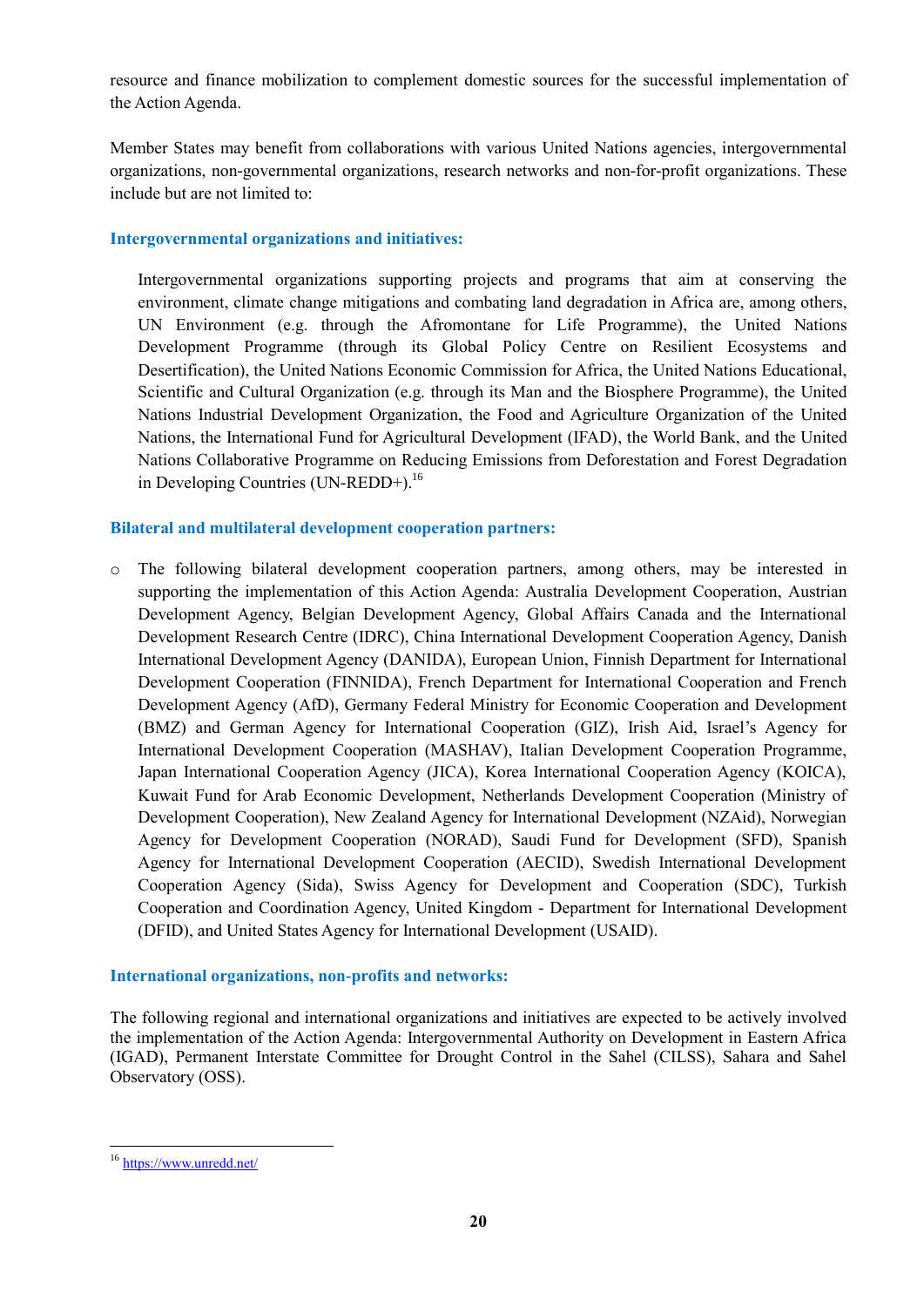resource and finance mobilization to complement domestic sources for the successful implementation of the Action Agenda.

Member States may benefit from collaborations with various United Nations agencies, intergovernmental organizations, non-governmental organizations, research networks and non-for-profit organizations. These include but are not limited to:

### Intergovernmental organizations and initiatives:

Intergovernmental organizations supporting projects and programs that aim at conserving the environment, climate change mitigations and combating land degradation in Africa are, among others, UN Environment (e.g. through the Afromontane for Life Programme), the United Nations Development Programme (through its Global Policy Centre on Resilient Ecosystems and Desertification), the United Nations Economic Commission for Africa, the United Nations Educational, Scientific and Cultural Organization (e.g. through its Man and the Biosphere Programme), the United Nations Industrial Development Organization, the Food and Agriculture Organization of the United Nations, the International Fund for Agricultural Development (IFAD), the World Bank, and the United Nations Collaborative Programme on Reducing Emissions from Deforestation and Forest Degradation in Developing Countries (UN-REDD+).[16]

### Bilateral and multilateral development cooperation partners:

- The following bilateral development cooperation partners, among others, may be interested in supporting the implementation of this Action Agenda: Australia Development Cooperation, Austrian Development Agency, Belgian Development Agency, Global Affairs Canada and the International Development Research Centre (IDRC), China International Development Cooperation Agency, Danish International Development Agency (DANIDA), European Union, Finnish Department for International Development Cooperation (FINNIDA), French Department for International Cooperation and French Development Agency (AfD), Germany Federal Ministry for Economic Cooperation and Development (BMZ) and German Agency for International Cooperation (GIZ), Irish Aid, Israel's Agency for International Development Cooperation (MASHAV), Italian Development Cooperation Programme, Japan International Cooperation Agency (JICA), Korea International Cooperation Agency (KOICA), Kuwait Fund for Arab Economic Development, Netherlands Development Cooperation (Ministry of Development Cooperation), New Zealand Agency for International Development (NZAid), Norwegian Agency for Development Cooperation (NORAD), Saudi Fund for Development (SFD), Spanish Agency for International Development Cooperation (AECID), Swedish International Development Cooperation Agency (Sida), Swiss Agency for Development and Cooperation (SDC), Turkish Cooperation and Coordination Agency, United Kingdom - Department for International Development (DFID), and United States Agency for International Development (USAID).

### International organizations, non-profits and networks:

The following regional and international organizations and initiatives are expected to be actively involved the implementation of the Action Agenda: Intergovernmental Authority on Development in Eastern Africa (IGAD), Permanent Interstate Committee for Drought Control in the Sahel (CILSS), Sahara and Sahel Observatory (OSS).

---

[16] https://www.unredd.net/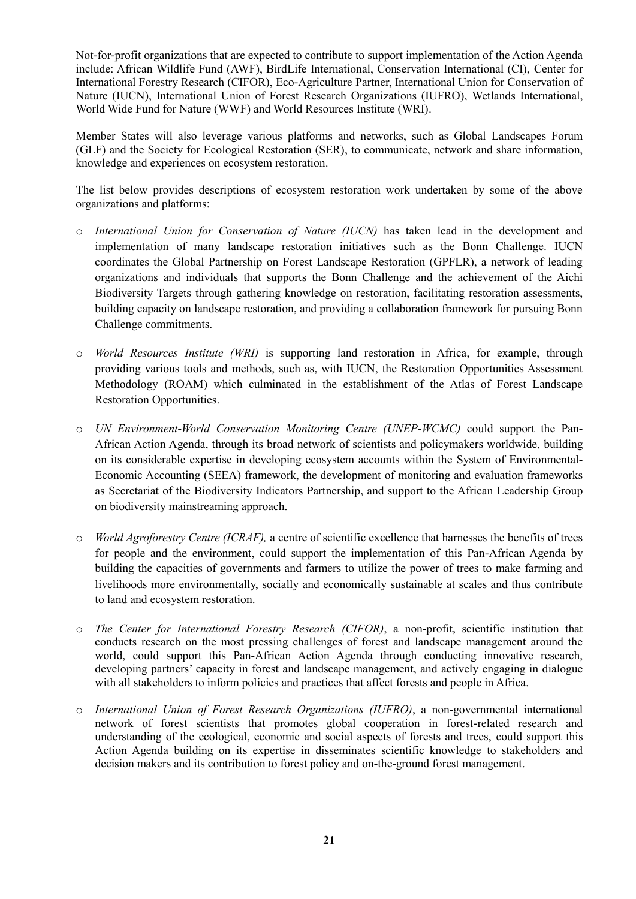Not-for-profit organizations that are expected to contribute to support implementation of the Action Agenda include: African Wildlife Fund (AWF), BirdLife International, Conservation International (CI), Center for International Forestry Research (CIFOR), Eco-Agriculture Partner, International Union for Conservation of Nature (IUCN), International Union of Forest Research Organizations (IUFRO), Wetlands International, World Wide Fund for Nature (WWF) and World Resources Institute (WRI).

Member States will also leverage various platforms and networks, such as Global Landscapes Forum (GLF) and the Society for Ecological Restoration (SER), to communicate, network and share information, knowledge and experiences on ecosystem restoration.

The list below provides descriptions of ecosystem restoration work undertaken by some of the above organizations and platforms:

- *International Union for Conservation of Nature (IUCN)* has taken lead in the development and implementation of many landscape restoration initiatives such as the Bonn Challenge. IUCN coordinates the Global Partnership on Forest Landscape Restoration (GPFLR), a network of leading organizations and individuals that supports the Bonn Challenge and the achievement of the Aichi Biodiversity Targets through gathering knowledge on restoration, facilitating restoration assessments, building capacity on landscape restoration, and providing a collaboration framework for pursuing Bonn Challenge commitments.

- *World Resources Institute (WRI)* is supporting land restoration in Africa, for example, through providing various tools and methods, such as, with IUCN, the Restoration Opportunities Assessment Methodology (ROAM) which culminated in the establishment of the Atlas of Forest Landscape Restoration Opportunities.

- *UN Environment-World Conservation Monitoring Centre (UNEP-WCMC)* could support the Pan-African Action Agenda, through its broad network of scientists and policymakers worldwide, building on its considerable expertise in developing ecosystem accounts within the System of Environmental-Economic Accounting (SEEA) framework, the development of monitoring and evaluation frameworks as Secretariat of the Biodiversity Indicators Partnership, and support to the African Leadership Group on biodiversity mainstreaming approach.

- *World Agroforestry Centre (ICRAF),* a centre of scientific excellence that harnesses the benefits of trees for people and the environment, could support the implementation of this Pan-African Agenda by building the capacities of governments and farmers to utilize the power of trees to make farming and livelihoods more environmentally, socially and economically sustainable at scales and thus contribute to land and ecosystem restoration.

- *The Center for International Forestry Research (CIFOR)*, a non-profit, scientific institution that conducts research on the most pressing challenges of forest and landscape management around the world, could support this Pan-African Action Agenda through conducting innovative research, developing partners' capacity in forest and landscape management, and actively engaging in dialogue with all stakeholders to inform policies and practices that affect forests and people in Africa.

- *International Union of Forest Research Organizations (IUFRO)*, a non-governmental international network of forest scientists that promotes global cooperation in forest-related research and understanding of the ecological, economic and social aspects of forests and trees, could support this Action Agenda building on its expertise in disseminates scientific knowledge to stakeholders and decision makers and its contribution to forest policy and on-the-ground forest management.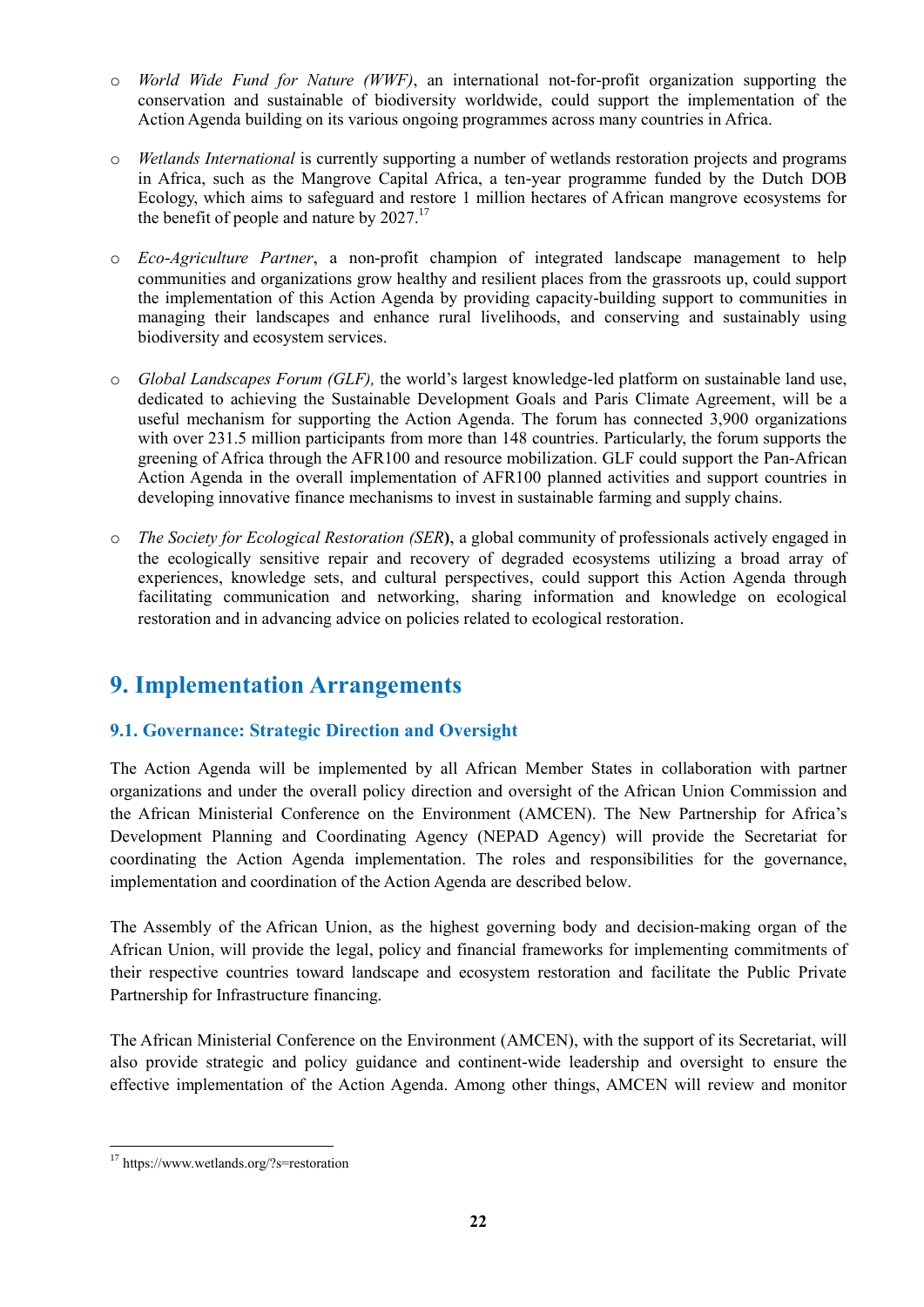- *World Wide Fund for Nature (WWF)*, an international not-for-profit organization supporting the conservation and sustainable of biodiversity worldwide, could support the implementation of the Action Agenda building on its various ongoing programmes across many countries in Africa.

- *Wetlands International* is currently supporting a number of wetlands restoration projects and programs in Africa, such as the Mangrove Capital Africa, a ten-year programme funded by the Dutch DOB Ecology, which aims to safeguard and restore 1 million hectares of African mangrove ecosystems for the benefit of people and nature by 2027.[17]

- *Eco-Agriculture Partner*, a non-profit champion of integrated landscape management to help communities and organizations grow healthy and resilient places from the grassroots up, could support the implementation of this Action Agenda by providing capacity-building support to communities in managing their landscapes and enhance rural livelihoods, and conserving and sustainably using biodiversity and ecosystem services.

- *Global Landscapes Forum (GLF),* the world's largest knowledge-led platform on sustainable land use, dedicated to achieving the Sustainable Development Goals and Paris Climate Agreement, will be a useful mechanism for supporting the Action Agenda. The forum has connected 3,900 organizations with over 231.5 million participants from more than 148 countries. Particularly, the forum supports the greening of Africa through the AFR100 and resource mobilization. GLF could support the Pan-African Action Agenda in the overall implementation of AFR100 planned activities and support countries in developing innovative finance mechanisms to invest in sustainable farming and supply chains.

- *The Society for Ecological Restoration (SER***),** a global community of professionals actively engaged in the ecologically sensitive repair and recovery of degraded ecosystems utilizing a broad array of experiences, knowledge sets, and cultural perspectives, could support this Action Agenda through facilitating communication and networking, sharing information and knowledge on ecological restoration and in advancing advice on policies related to ecological restoration.

# 9. Implementation Arrangements

## 9.1. Governance: Strategic Direction and Oversight

The Action Agenda will be implemented by all African Member States in collaboration with partner organizations and under the overall policy direction and oversight of the African Union Commission and the African Ministerial Conference on the Environment (AMCEN). The New Partnership for Africa's Development Planning and Coordinating Agency (NEPAD Agency) will provide the Secretariat for coordinating the Action Agenda implementation. The roles and responsibilities for the governance, implementation and coordination of the Action Agenda are described below.

The Assembly of the African Union, as the highest governing body and decision-making organ of the African Union, will provide the legal, policy and financial frameworks for implementing commitments of their respective countries toward landscape and ecosystem restoration and facilitate the Public Private Partnership for Infrastructure financing.

The African Ministerial Conference on the Environment (AMCEN), with the support of its Secretariat, will also provide strategic and policy guidance and continent-wide leadership and oversight to ensure the effective implementation of the Action Agenda. Among other things, AMCEN will review and monitor

[17] https://www.wetlands.org/?s=restoration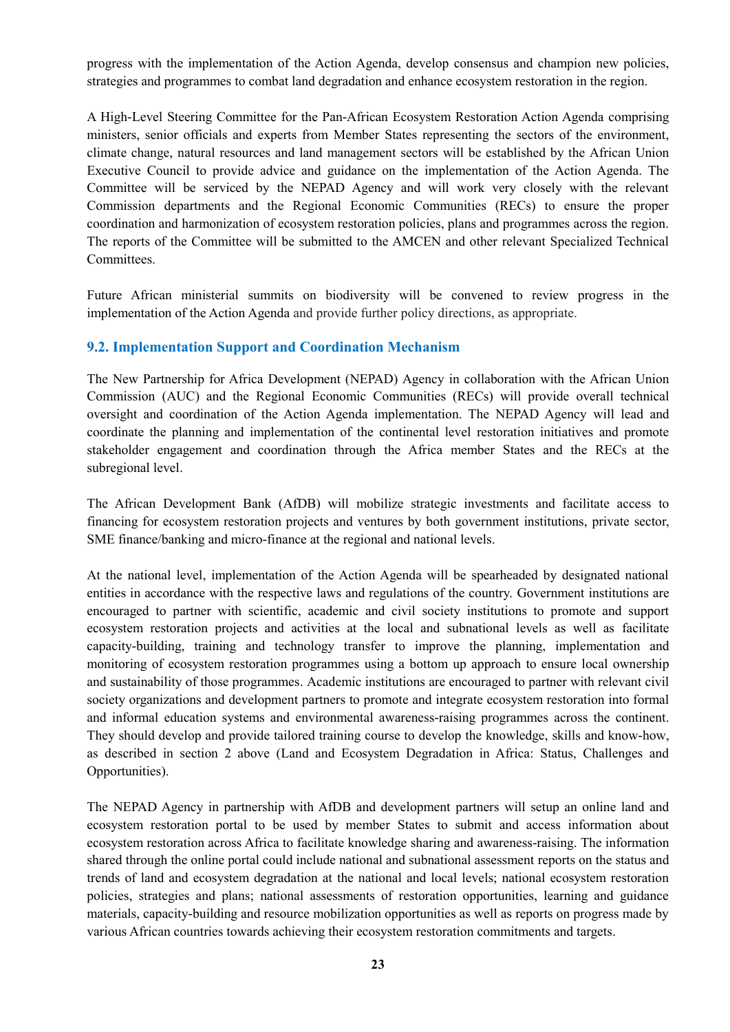progress with the implementation of the Action Agenda, develop consensus and champion new policies, strategies and programmes to combat land degradation and enhance ecosystem restoration in the region.

A High-Level Steering Committee for the Pan-African Ecosystem Restoration Action Agenda comprising ministers, senior officials and experts from Member States representing the sectors of the environment, climate change, natural resources and land management sectors will be established by the African Union Executive Council to provide advice and guidance on the implementation of the Action Agenda. The Committee will be serviced by the NEPAD Agency and will work very closely with the relevant Commission departments and the Regional Economic Communities (RECs) to ensure the proper coordination and harmonization of ecosystem restoration policies, plans and programmes across the region. The reports of the Committee will be submitted to the AMCEN and other relevant Specialized Technical Committees.

Future African ministerial summits on biodiversity will be convened to review progress in the implementation of the Action Agenda and provide further policy directions, as appropriate.

### 9.2. Implementation Support and Coordination Mechanism

The New Partnership for Africa Development (NEPAD) Agency in collaboration with the African Union Commission (AUC) and the Regional Economic Communities (RECs) will provide overall technical oversight and coordination of the Action Agenda implementation. The NEPAD Agency will lead and coordinate the planning and implementation of the continental level restoration initiatives and promote stakeholder engagement and coordination through the Africa member States and the RECs at the subregional level.

The African Development Bank (AfDB) will mobilize strategic investments and facilitate access to financing for ecosystem restoration projects and ventures by both government institutions, private sector, SME finance/banking and micro-finance at the regional and national levels.

At the national level, implementation of the Action Agenda will be spearheaded by designated national entities in accordance with the respective laws and regulations of the country. Government institutions are encouraged to partner with scientific, academic and civil society institutions to promote and support ecosystem restoration projects and activities at the local and subnational levels as well as facilitate capacity-building, training and technology transfer to improve the planning, implementation and monitoring of ecosystem restoration programmes using a bottom up approach to ensure local ownership and sustainability of those programmes. Academic institutions are encouraged to partner with relevant civil society organizations and development partners to promote and integrate ecosystem restoration into formal and informal education systems and environmental awareness-raising programmes across the continent. They should develop and provide tailored training course to develop the knowledge, skills and know-how, as described in section 2 above (Land and Ecosystem Degradation in Africa: Status, Challenges and Opportunities).

The NEPAD Agency in partnership with AfDB and development partners will setup an online land and ecosystem restoration portal to be used by member States to submit and access information about ecosystem restoration across Africa to facilitate knowledge sharing and awareness-raising. The information shared through the online portal could include national and subnational assessment reports on the status and trends of land and ecosystem degradation at the national and local levels; national ecosystem restoration policies, strategies and plans; national assessments of restoration opportunities, learning and guidance materials, capacity-building and resource mobilization opportunities as well as reports on progress made by various African countries towards achieving their ecosystem restoration commitments and targets.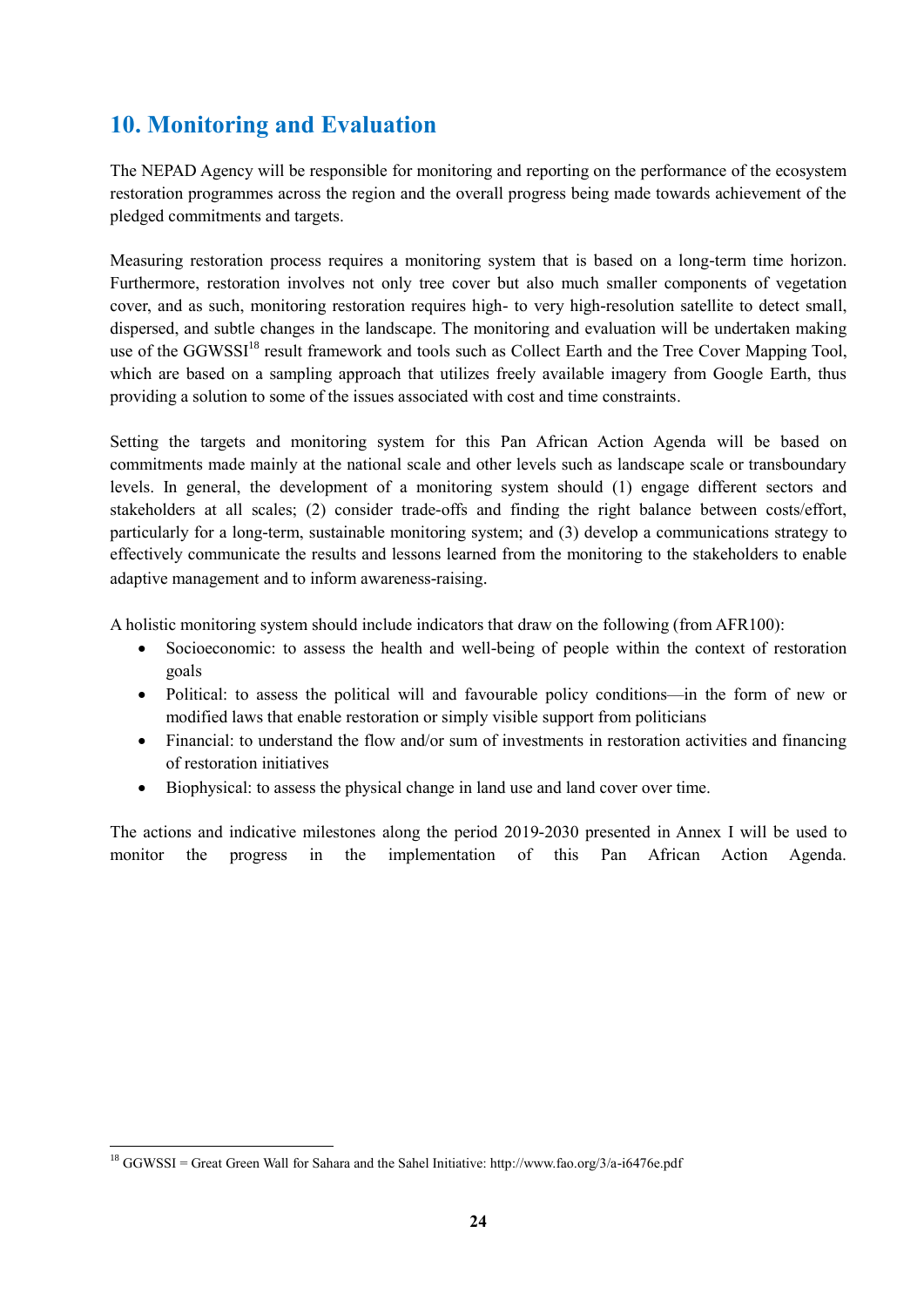## 10. Monitoring and Evaluation

The NEPAD Agency will be responsible for monitoring and reporting on the performance of the ecosystem restoration programmes across the region and the overall progress being made towards achievement of the pledged commitments and targets.

Measuring restoration process requires a monitoring system that is based on a long-term time horizon. Furthermore, restoration involves not only tree cover but also much smaller components of vegetation cover, and as such, monitoring restoration requires high- to very high-resolution satellite to detect small, dispersed, and subtle changes in the landscape. The monitoring and evaluation will be undertaken making use of the GGWSSI[18] result framework and tools such as Collect Earth and the Tree Cover Mapping Tool, which are based on a sampling approach that utilizes freely available imagery from Google Earth, thus providing a solution to some of the issues associated with cost and time constraints.

Setting the targets and monitoring system for this Pan African Action Agenda will be based on commitments made mainly at the national scale and other levels such as landscape scale or transboundary levels. In general, the development of a monitoring system should (1) engage different sectors and stakeholders at all scales; (2) consider trade-offs and finding the right balance between costs/effort, particularly for a long-term, sustainable monitoring system; and (3) develop a communications strategy to effectively communicate the results and lessons learned from the monitoring to the stakeholders to enable adaptive management and to inform awareness-raising.

A holistic monitoring system should include indicators that draw on the following (from AFR100):

- Socioeconomic: to assess the health and well-being of people within the context of restoration goals
- Political: to assess the political will and favourable policy conditions—in the form of new or modified laws that enable restoration or simply visible support from politicians
- Financial: to understand the flow and/or sum of investments in restoration activities and financing of restoration initiatives
- Biophysical: to assess the physical change in land use and land cover over time.

The actions and indicative milestones along the period 2019-2030 presented in Annex I will be used to monitor the progress in the implementation of this Pan African Action Agenda.

---

[18] GGWSSI = Great Green Wall for Sahara and the Sahel Initiative: http://www.fao.org/3/a-i6476e.pdf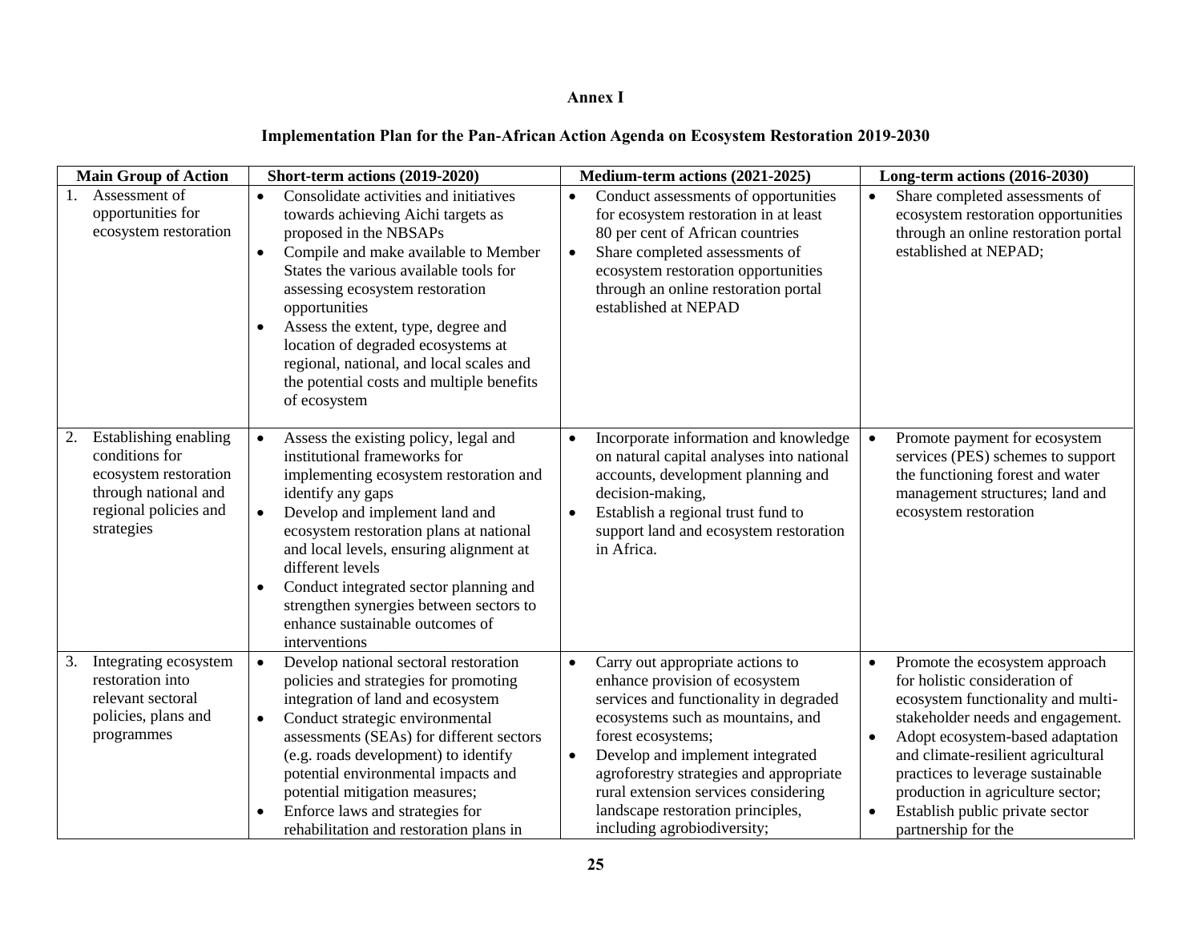**Annex I**

**Implementation Plan for the Pan-African Action Agenda on Ecosystem Restoration 2019-2030**

| Main Group of Action | Short-term actions (2019-2020) | Medium-term actions (2021-2025) | Long-term actions (2016-2030) |
|---|---|---|---|
| 1. Assessment of opportunities for ecosystem restoration | • Consolidate activities and initiatives towards achieving Aichi targets as proposed in the NBSAPs<br>• Compile and make available to Member States the various available tools for assessing ecosystem restoration opportunities<br>• Assess the extent, type, degree and location of degraded ecosystems at regional, national, and local scales and the potential costs and multiple benefits of ecosystem | • Conduct assessments of opportunities for ecosystem restoration in at least 80 per cent of African countries<br>• Share completed assessments of ecosystem restoration opportunities through an online restoration portal established at NEPAD | • Share completed assessments of ecosystem restoration opportunities through an online restoration portal established at NEPAD; |
| 2. Establishing enabling conditions for ecosystem restoration through national and regional policies and strategies | • Assess the existing policy, legal and institutional frameworks for implementing ecosystem restoration and identify any gaps<br>• Develop and implement land and ecosystem restoration plans at national and local levels, ensuring alignment at different levels<br>• Conduct integrated sector planning and strengthen synergies between sectors to enhance sustainable outcomes of interventions | • Incorporate information and knowledge on natural capital analyses into national accounts, development planning and decision-making,<br>• Establish a regional trust fund to support land and ecosystem restoration in Africa. | • Promote payment for ecosystem services (PES) schemes to support the functioning forest and water management structures; land and ecosystem restoration |
| 3. Integrating ecosystem restoration into relevant sectoral policies, plans and programmes | • Develop national sectoral restoration policies and strategies for promoting integration of land and ecosystem<br>• Conduct strategic environmental assessments (SEAs) for different sectors (e.g. roads development) to identify potential environmental impacts and potential mitigation measures;<br>• Enforce laws and strategies for rehabilitation and restoration plans in | • Carry out appropriate actions to enhance provision of ecosystem services and functionality in degraded ecosystems such as mountains, and forest ecosystems;<br>• Develop and implement integrated agroforestry strategies and appropriate rural extension services considering landscape restoration principles, including agrobiodiversity; | • Promote the ecosystem approach for holistic consideration of ecosystem functionality and multi-stakeholder needs and engagement.<br>• Adopt ecosystem-based adaptation and climate-resilient agricultural practices to leverage sustainable production in agriculture sector;<br>• Establish public private sector partnership for the |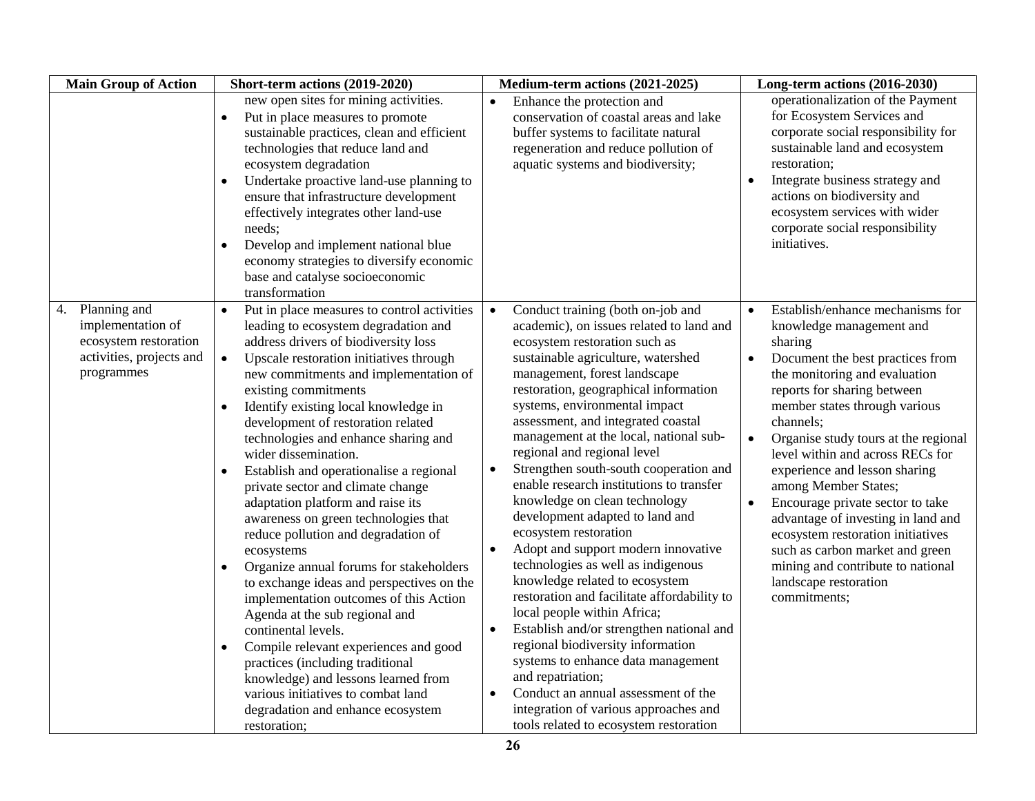| Main Group of Action | Short-term actions (2019-2020) | Medium-term actions (2021-2025) | Long-term actions (2016-2030) |
|---|---|---|---|
| | new open sites for mining activities.<br>• Put in place measures to promote sustainable practices, clean and efficient technologies that reduce land and ecosystem degradation<br>• Undertake proactive land-use planning to ensure that infrastructure development effectively integrates other land-use needs;<br>• Develop and implement national blue economy strategies to diversify economic base and catalyse socioeconomic transformation | • Enhance the protection and conservation of coastal areas and lake buffer systems to facilitate natural regeneration and reduce pollution of aquatic systems and biodiversity; | operationalization of the Payment for Ecosystem Services and corporate social responsibility for sustainable land and ecosystem restoration;<br>• Integrate business strategy and actions on biodiversity and ecosystem services with wider corporate social responsibility initiatives. |
| 4. Planning and implementation of ecosystem restoration activities, projects and programmes | • Put in place measures to control activities leading to ecosystem degradation and address drivers of biodiversity loss<br>• Upscale restoration initiatives through new commitments and implementation of existing commitments<br>• Identify existing local knowledge in development of restoration related technologies and enhance sharing and wider dissemination.<br>• Establish and operationalise a regional private sector and climate change adaptation platform and raise its awareness on green technologies that reduce pollution and degradation of ecosystems<br>• Organize annual forums for stakeholders to exchange ideas and perspectives on the implementation outcomes of this Action Agenda at the sub regional and continental levels.<br>• Compile relevant experiences and good practices (including traditional knowledge) and lessons learned from various initiatives to combat land degradation and enhance ecosystem restoration; | • Conduct training (both on-job and academic), on issues related to land and ecosystem restoration such as sustainable agriculture, watershed management, forest landscape restoration, geographical information systems, environmental impact assessment, and integrated coastal management at the local, national sub-regional and regional level<br>• Strengthen south-south cooperation and enable research institutions to transfer knowledge on clean technology development adapted to land and ecosystem restoration<br>• Adopt and support modern innovative technologies as well as indigenous knowledge related to ecosystem restoration and facilitate affordability to local people within Africa;<br>• Establish and/or strengthen national and regional biodiversity information systems to enhance data management and repatriation;<br>• Conduct an annual assessment of the integration of various approaches and tools related to ecosystem restoration | • Establish/enhance mechanisms for knowledge management and sharing<br>• Document the best practices from the monitoring and evaluation reports for sharing between member states through various channels;<br>• Organise study tours at the regional level within and across RECs for experience and lesson sharing among Member States;<br>• Encourage private sector to take advantage of investing in land and ecosystem restoration initiatives such as carbon market and green mining and contribute to national landscape restoration commitments; |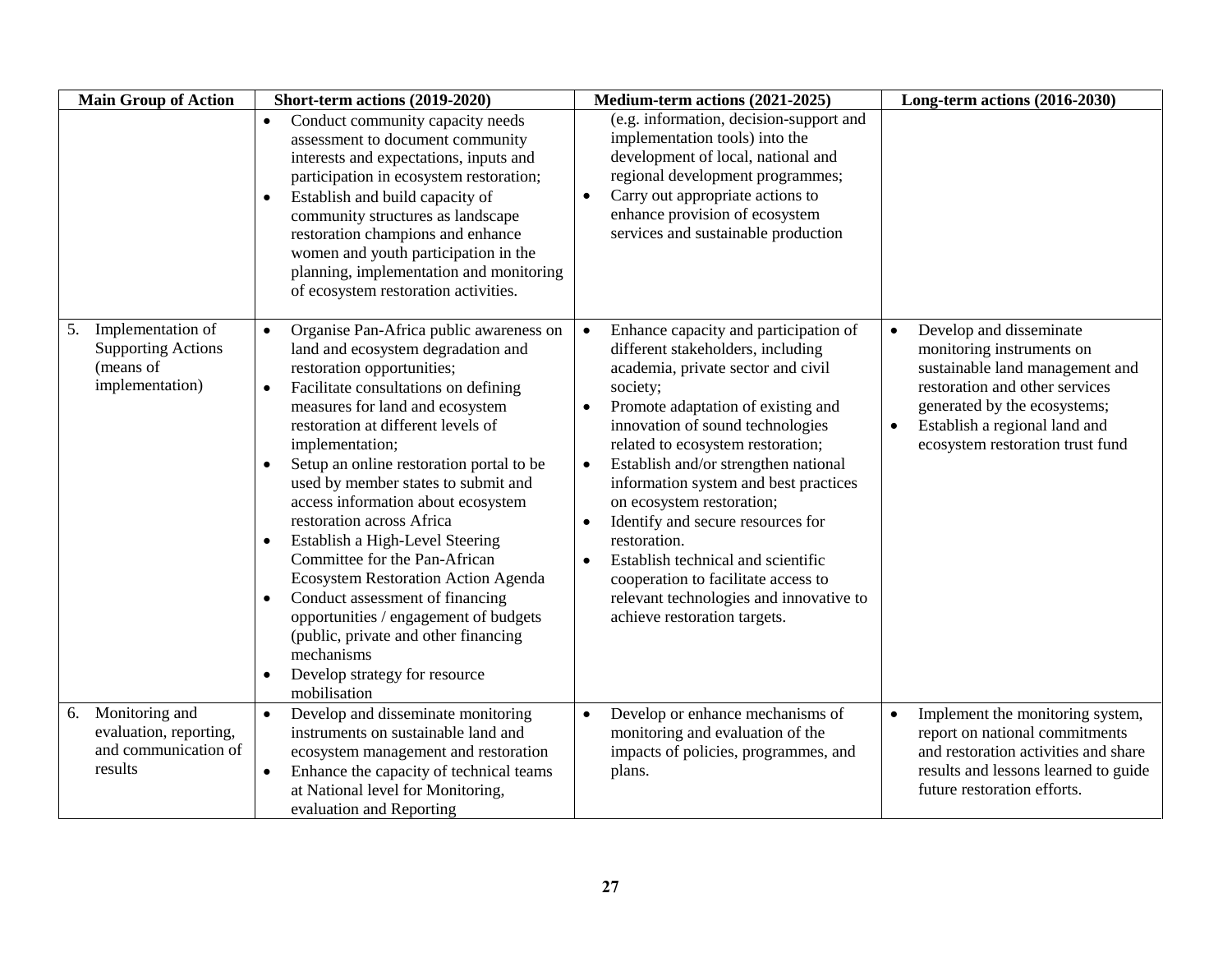| Main Group of Action | Short-term actions (2019-2020) | Medium-term actions (2021-2025) | Long-term actions (2016-2030) |
|---|---|---|---|
| | • Conduct community capacity needs assessment to document community interests and expectations, inputs and participation in ecosystem restoration;<br>• Establish and build capacity of community structures as landscape restoration champions and enhance women and youth participation in the planning, implementation and monitoring of ecosystem restoration activities. | (e.g. information, decision-support and implementation tools) into the development of local, national and regional development programmes;<br>• Carry out appropriate actions to enhance provision of ecosystem services and sustainable production | |
| 5. Implementation of Supporting Actions (means of implementation) | • Organise Pan-Africa public awareness on land and ecosystem degradation and restoration opportunities;<br>• Facilitate consultations on defining measures for land and ecosystem restoration at different levels of implementation;<br>• Setup an online restoration portal to be used by member states to submit and access information about ecosystem restoration across Africa<br>• Establish a High-Level Steering Committee for the Pan-African Ecosystem Restoration Action Agenda<br>• Conduct assessment of financing opportunities / engagement of budgets (public, private and other financing mechanisms<br>• Develop strategy for resource mobilisation | • Enhance capacity and participation of different stakeholders, including academia, private sector and civil society;<br>• Promote adaptation of existing and innovation of sound technologies related to ecosystem restoration;<br>• Establish and/or strengthen national information system and best practices on ecosystem restoration;<br>• Identify and secure resources for restoration.<br>• Establish technical and scientific cooperation to facilitate access to relevant technologies and innovative to achieve restoration targets. | • Develop and disseminate monitoring instruments on sustainable land management and restoration and other services generated by the ecosystems;<br>• Establish a regional land and ecosystem restoration trust fund |
| 6. Monitoring and evaluation, reporting, and communication of results | • Develop and disseminate monitoring instruments on sustainable land and ecosystem management and restoration<br>• Enhance the capacity of technical teams at National level for Monitoring, evaluation and Reporting | • Develop or enhance mechanisms of monitoring and evaluation of the impacts of policies, programmes, and plans. | • Implement the monitoring system, report on national commitments and restoration activities and share results and lessons learned to guide future restoration efforts. |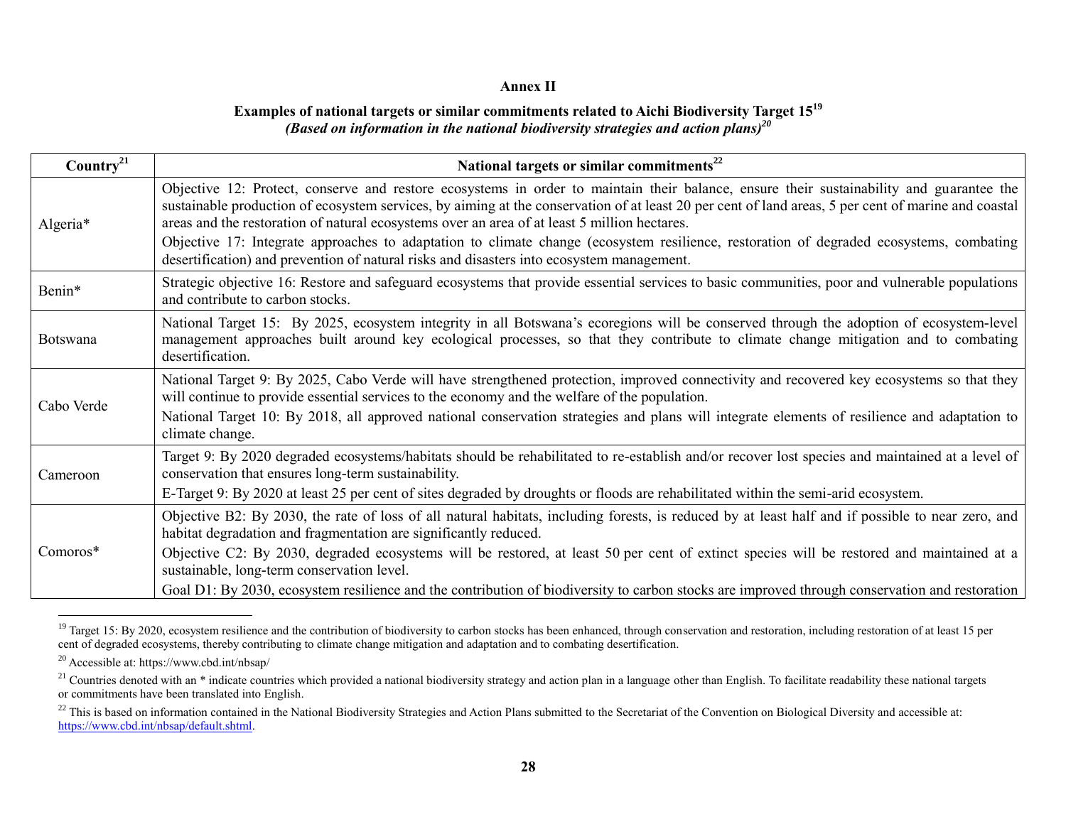**Annex II**

**Examples of national targets or similar commitments related to Aichi Biodiversity Target 15[19]**

***(Based on information in the national biodiversity strategies and action plans)[20]***

| Country[21] | National targets or similar commitments[22] |
|---|---|
| Algeria* | Objective 12: Protect, conserve and restore ecosystems in order to maintain their balance, ensure their sustainability and guarantee the sustainable production of ecosystem services, by aiming at the conservation of at least 20 per cent of land areas, 5 per cent of marine and coastal areas and the restoration of natural ecosystems over an area of at least 5 million hectares.<br>Objective 17: Integrate approaches to adaptation to climate change (ecosystem resilience, restoration of degraded ecosystems, combating desertification) and prevention of natural risks and disasters into ecosystem management. |
| Benin* | Strategic objective 16: Restore and safeguard ecosystems that provide essential services to basic communities, poor and vulnerable populations and contribute to carbon stocks. |
| Botswana | National Target 15: By 2025, ecosystem integrity in all Botswana's ecoregions will be conserved through the adoption of ecosystem-level management approaches built around key ecological processes, so that they contribute to climate change mitigation and to combating desertification. |
| Cabo Verde | National Target 9: By 2025, Cabo Verde will have strengthened protection, improved connectivity and recovered key ecosystems so that they will continue to provide essential services to the economy and the welfare of the population.<br>National Target 10: By 2018, all approved national conservation strategies and plans will integrate elements of resilience and adaptation to climate change. |
| Cameroon | Target 9: By 2020 degraded ecosystems/habitats should be rehabilitated to re-establish and/or recover lost species and maintained at a level of conservation that ensures long-term sustainability.<br>E-Target 9: By 2020 at least 25 per cent of sites degraded by droughts or floods are rehabilitated within the semi-arid ecosystem. |
| Comoros* | Objective B2: By 2030, the rate of loss of all natural habitats, including forests, is reduced by at least half and if possible to near zero, and habitat degradation and fragmentation are significantly reduced.<br>Objective C2: By 2030, degraded ecosystems will be restored, at least 50 per cent of extinct species will be restored and maintained at a sustainable, long-term conservation level.<br>Goal D1: By 2030, ecosystem resilience and the contribution of biodiversity to carbon stocks are improved through conservation and restoration |

[19] Target 15: By 2020, ecosystem resilience and the contribution of biodiversity to carbon stocks has been enhanced, through conservation and restoration, including restoration of at least 15 per cent of degraded ecosystems, thereby contributing to climate change mitigation and adaptation and to combating desertification.

[20] Accessible at: https://www.cbd.int/nbsap/

[21] Countries denoted with an * indicate countries which provided a national biodiversity strategy and action plan in a language other than English. To facilitate readability these national targets or commitments have been translated into English.

[22] This is based on information contained in the National Biodiversity Strategies and Action Plans submitted to the Secretariat of the Convention on Biological Diversity and accessible at: https://www.cbd.int/nbsap/default.shtml.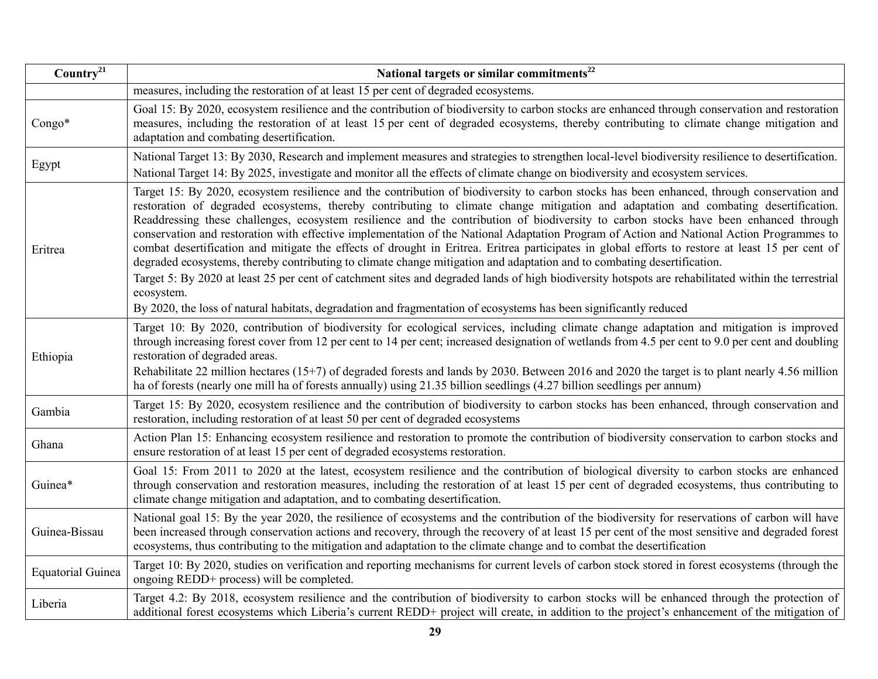| Country[21] | National targets or similar commitments[22] |
| --- | --- |
| | measures, including the restoration of at least 15 per cent of degraded ecosystems. |
| Congo* | Goal 15: By 2020, ecosystem resilience and the contribution of biodiversity to carbon stocks are enhanced through conservation and restoration measures, including the restoration of at least 15 per cent of degraded ecosystems, thereby contributing to climate change mitigation and adaptation and combating desertification. |
| Egypt | National Target 13: By 2030, Research and implement measures and strategies to strengthen local-level biodiversity resilience to desertification.<br>National Target 14: By 2025, investigate and monitor all the effects of climate change on biodiversity and ecosystem services. |
| Eritrea | Target 15: By 2020, ecosystem resilience and the contribution of biodiversity to carbon stocks has been enhanced, through conservation and restoration of degraded ecosystems, thereby contributing to climate change mitigation and adaptation and combating desertification. Readdressing these challenges, ecosystem resilience and the contribution of biodiversity to carbon stocks have been enhanced through conservation and restoration with effective implementation of the National Adaptation Program of Action and National Action Programmes to combat desertification and mitigate the effects of drought in Eritrea. Eritrea participates in global efforts to restore at least 15 per cent of degraded ecosystems, thereby contributing to climate change mitigation and adaptation and to combating desertification.<br>Target 5: By 2020 at least 25 per cent of catchment sites and degraded lands of high biodiversity hotspots are rehabilitated within the terrestrial ecosystem.<br>By 2020, the loss of natural habitats, degradation and fragmentation of ecosystems has been significantly reduced |
| Ethiopia | Target 10: By 2020, contribution of biodiversity for ecological services, including climate change adaptation and mitigation is improved through increasing forest cover from 12 per cent to 14 per cent; increased designation of wetlands from 4.5 per cent to 9.0 per cent and doubling restoration of degraded areas.<br>Rehabilitate 22 million hectares (15+7) of degraded forests and lands by 2030. Between 2016 and 2020 the target is to plant nearly 4.56 million ha of forests (nearly one mill ha of forests annually) using 21.35 billion seedlings (4.27 billion seedlings per annum) |
| Gambia | Target 15: By 2020, ecosystem resilience and the contribution of biodiversity to carbon stocks has been enhanced, through conservation and restoration, including restoration of at least 50 per cent of degraded ecosystems |
| Ghana | Action Plan 15: Enhancing ecosystem resilience and restoration to promote the contribution of biodiversity conservation to carbon stocks and ensure restoration of at least 15 per cent of degraded ecosystems restoration. |
| Guinea* | Goal 15: From 2011 to 2020 at the latest, ecosystem resilience and the contribution of biological diversity to carbon stocks are enhanced through conservation and restoration measures, including the restoration of at least 15 per cent of degraded ecosystems, thus contributing to climate change mitigation and adaptation, and to combating desertification. |
| Guinea-Bissau | National goal 15: By the year 2020, the resilience of ecosystems and the contribution of the biodiversity for reservations of carbon will have been increased through conservation actions and recovery, through the recovery of at least 15 per cent of the most sensitive and degraded forest ecosystems, thus contributing to the mitigation and adaptation to the climate change and to combat the desertification |
| Equatorial Guinea | Target 10: By 2020, studies on verification and reporting mechanisms for current levels of carbon stock stored in forest ecosystems (through the ongoing REDD+ process) will be completed. |
| Liberia | Target 4.2: By 2018, ecosystem resilience and the contribution of biodiversity to carbon stocks will be enhanced through the protection of additional forest ecosystems which Liberia's current REDD+ project will create, in addition to the project's enhancement of the mitigation of |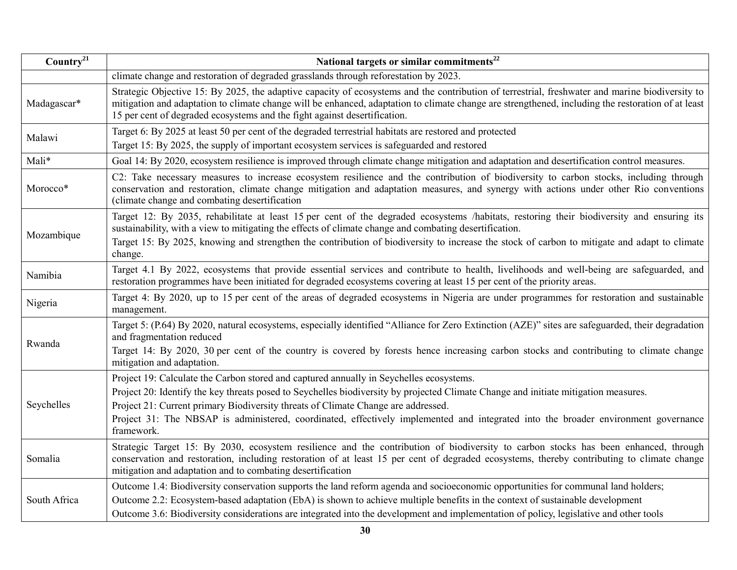| Country[21] | National targets or similar commitments[22] |
|---|---|
| | climate change and restoration of degraded grasslands through reforestation by 2023. |
| Madagascar* | Strategic Objective 15: By 2025, the adaptive capacity of ecosystems and the contribution of terrestrial, freshwater and marine biodiversity to mitigation and adaptation to climate change will be enhanced, adaptation to climate change are strengthened, including the restoration of at least 15 per cent of degraded ecosystems and the fight against desertification. |
| Malawi | Target 6: By 2025 at least 50 per cent of the degraded terrestrial habitats are restored and protected<br>Target 15: By 2025, the supply of important ecosystem services is safeguarded and restored |
| Mali* | Goal 14: By 2020, ecosystem resilience is improved through climate change mitigation and adaptation and desertification control measures. |
| Morocco* | C2: Take necessary measures to increase ecosystem resilience and the contribution of biodiversity to carbon stocks, including through conservation and restoration, climate change mitigation and adaptation measures, and synergy with actions under other Rio conventions (climate change and combating desertification |
| Mozambique | Target 12: By 2035, rehabilitate at least 15 per cent of the degraded ecosystems /habitats, restoring their biodiversity and ensuring its sustainability, with a view to mitigating the effects of climate change and combating desertification.<br>Target 15: By 2025, knowing and strengthen the contribution of biodiversity to increase the stock of carbon to mitigate and adapt to climate change. |
| Namibia | Target 4.1 By 2022, ecosystems that provide essential services and contribute to health, livelihoods and well-being are safeguarded, and restoration programmes have been initiated for degraded ecosystems covering at least 15 per cent of the priority areas. |
| Nigeria | Target 4: By 2020, up to 15 per cent of the areas of degraded ecosystems in Nigeria are under programmes for restoration and sustainable management. |
| Rwanda | Target 5: (P.64) By 2020, natural ecosystems, especially identified "Alliance for Zero Extinction (AZE)" sites are safeguarded, their degradation and fragmentation reduced<br>Target 14: By 2020, 30 per cent of the country is covered by forests hence increasing carbon stocks and contributing to climate change mitigation and adaptation. |
| Seychelles | Project 19: Calculate the Carbon stored and captured annually in Seychelles ecosystems.<br>Project 20: Identify the key threats posed to Seychelles biodiversity by projected Climate Change and initiate mitigation measures.<br>Project 21: Current primary Biodiversity threats of Climate Change are addressed.<br>Project 31: The NBSAP is administered, coordinated, effectively implemented and integrated into the broader environment governance framework. |
| Somalia | Strategic Target 15: By 2030, ecosystem resilience and the contribution of biodiversity to carbon stocks has been enhanced, through conservation and restoration, including restoration of at least 15 per cent of degraded ecosystems, thereby contributing to climate change mitigation and adaptation and to combating desertification |
| South Africa | Outcome 1.4: Biodiversity conservation supports the land reform agenda and socioeconomic opportunities for communal land holders;<br>Outcome 2.2: Ecosystem-based adaptation (EbA) is shown to achieve multiple benefits in the context of sustainable development<br>Outcome 3.6: Biodiversity considerations are integrated into the development and implementation of policy, legislative and other tools |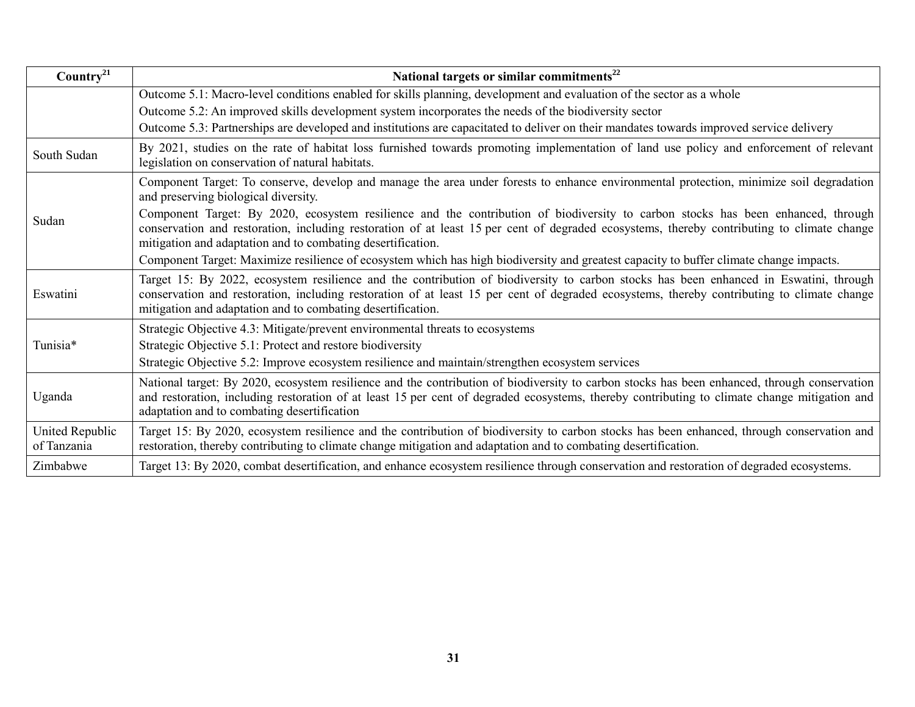| Country[21] | National targets or similar commitments[22] |
|---|---|
| | Outcome 5.1: Macro-level conditions enabled for skills planning, development and evaluation of the sector as a whole<br>Outcome 5.2: An improved skills development system incorporates the needs of the biodiversity sector<br>Outcome 5.3: Partnerships are developed and institutions are capacitated to deliver on their mandates towards improved service delivery |
| South Sudan | By 2021, studies on the rate of habitat loss furnished towards promoting implementation of land use policy and enforcement of relevant legislation on conservation of natural habitats. |
| Sudan | Component Target: To conserve, develop and manage the area under forests to enhance environmental protection, minimize soil degradation and preserving biological diversity.<br>Component Target: By 2020, ecosystem resilience and the contribution of biodiversity to carbon stocks has been enhanced, through conservation and restoration, including restoration of at least 15 per cent of degraded ecosystems, thereby contributing to climate change mitigation and adaptation and to combating desertification.<br>Component Target: Maximize resilience of ecosystem which has high biodiversity and greatest capacity to buffer climate change impacts. |
| Eswatini | Target 15: By 2022, ecosystem resilience and the contribution of biodiversity to carbon stocks has been enhanced in Eswatini, through conservation and restoration, including restoration of at least 15 per cent of degraded ecosystems, thereby contributing to climate change mitigation and adaptation and to combating desertification. |
| Tunisia* | Strategic Objective 4.3: Mitigate/prevent environmental threats to ecosystems<br>Strategic Objective 5.1: Protect and restore biodiversity<br>Strategic Objective 5.2: Improve ecosystem resilience and maintain/strengthen ecosystem services |
| Uganda | National target: By 2020, ecosystem resilience and the contribution of biodiversity to carbon stocks has been enhanced, through conservation and restoration, including restoration of at least 15 per cent of degraded ecosystems, thereby contributing to climate change mitigation and adaptation and to combating desertification |
| United Republic of Tanzania | Target 15: By 2020, ecosystem resilience and the contribution of biodiversity to carbon stocks has been enhanced, through conservation and restoration, thereby contributing to climate change mitigation and adaptation and to combating desertification. |
| Zimbabwe | Target 13: By 2020, combat desertification, and enhance ecosystem resilience through conservation and restoration of degraded ecosystems. |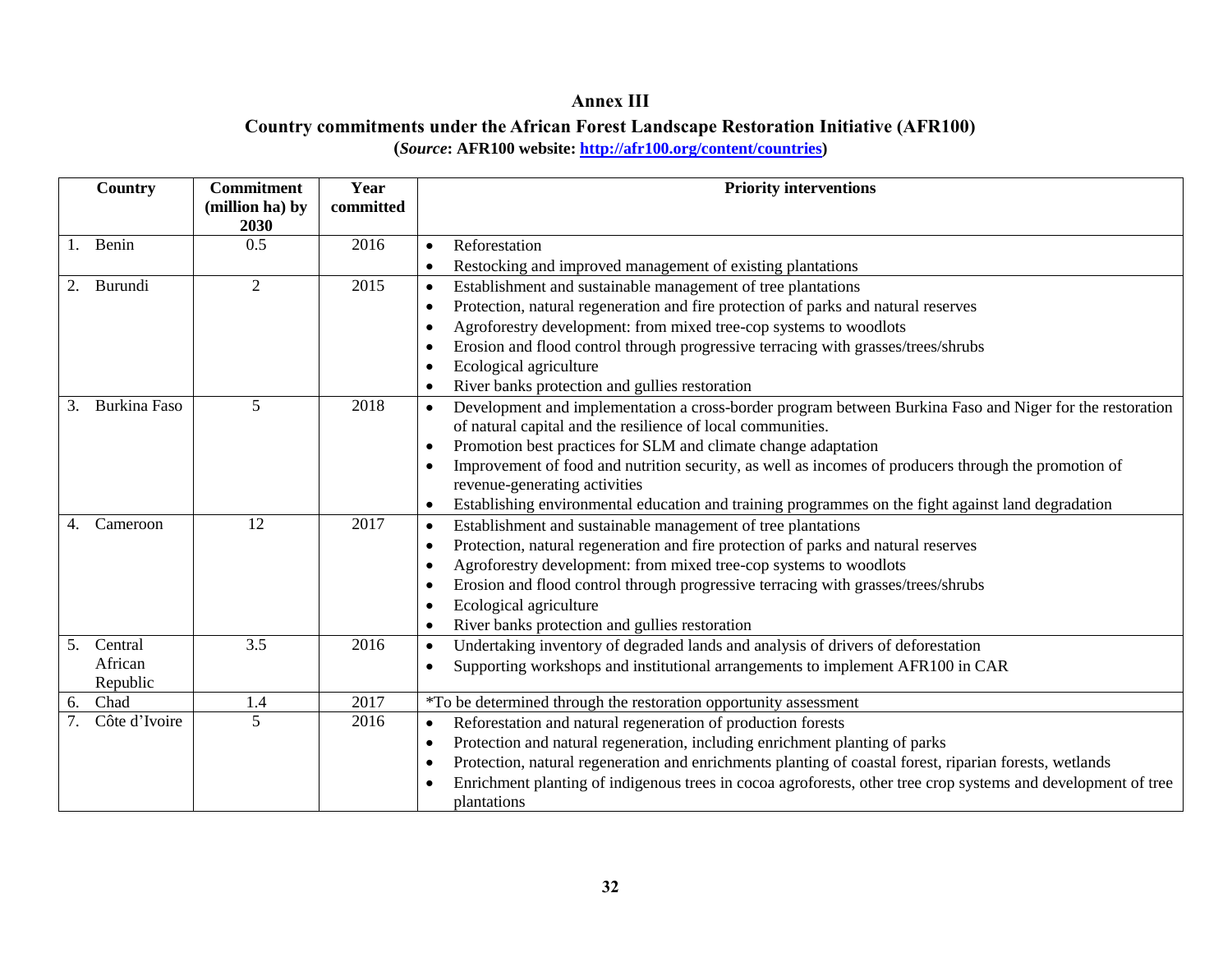**Annex III**

**Country commitments under the African Forest Landscape Restoration Initiative (AFR100)**

**(*Source*: AFR100 website: [http://afr100.org/content/countries](http://afr100.org/content/countries))**

| Country | Commitment (million ha) by 2030 | Year committed | Priority interventions |
|---|---|---|---|
| 1. Benin | 0.5 | 2016 | • Reforestation<br>• Restocking and improved management of existing plantations |
| 2. Burundi | 2 | 2015 | • Establishment and sustainable management of tree plantations<br>• Protection, natural regeneration and fire protection of parks and natural reserves<br>• Agroforestry development: from mixed tree-cop systems to woodlots<br>• Erosion and flood control through progressive terracing with grasses/trees/shrubs<br>• Ecological agriculture<br>• River banks protection and gullies restoration |
| 3. Burkina Faso | 5 | 2018 | • Development and implementation a cross-border program between Burkina Faso and Niger for the restoration of natural capital and the resilience of local communities.<br>• Promotion best practices for SLM and climate change adaptation<br>• Improvement of food and nutrition security, as well as incomes of producers through the promotion of revenue-generating activities<br>• Establishing environmental education and training programmes on the fight against land degradation |
| 4. Cameroon | 12 | 2017 | • Establishment and sustainable management of tree plantations<br>• Protection, natural regeneration and fire protection of parks and natural reserves<br>• Agroforestry development: from mixed tree-cop systems to woodlots<br>• Erosion and flood control through progressive terracing with grasses/trees/shrubs<br>• Ecological agriculture<br>• River banks protection and gullies restoration |
| 5. Central African Republic | 3.5 | 2016 | • Undertaking inventory of degraded lands and analysis of drivers of deforestation<br>• Supporting workshops and institutional arrangements to implement AFR100 in CAR |
| 6. Chad | 1.4 | 2017 | *To be determined through the restoration opportunity assessment |
| 7. Côte d'Ivoire | 5 | 2016 | • Reforestation and natural regeneration of production forests<br>• Protection and natural regeneration, including enrichment planting of parks<br>• Protection, natural regeneration and enrichments planting of coastal forest, riparian forests, wetlands<br>• Enrichment planting of indigenous trees in cocoa agroforests, other tree crop systems and development of tree plantations |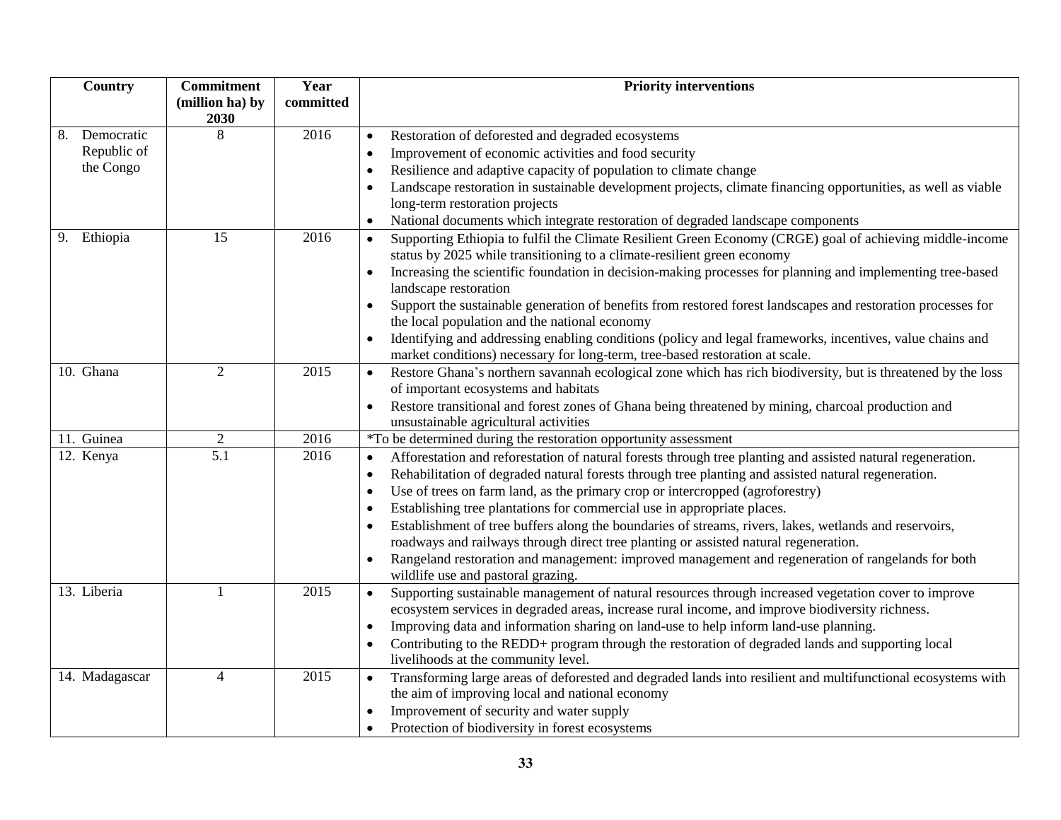| Country | Commitment (million ha) by 2030 | Year committed | Priority interventions |
|---|---|---|---|
| 8. Democratic Republic of the Congo | 8 | 2016 | • Restoration of deforested and degraded ecosystems<br>• Improvement of economic activities and food security<br>• Resilience and adaptive capacity of population to climate change<br>• Landscape restoration in sustainable development projects, climate financing opportunities, as well as viable long-term restoration projects<br>• National documents which integrate restoration of degraded landscape components |
| 9. Ethiopia | 15 | 2016 | • Supporting Ethiopia to fulfil the Climate Resilient Green Economy (CRGE) goal of achieving middle-income status by 2025 while transitioning to a climate-resilient green economy<br>• Increasing the scientific foundation in decision-making processes for planning and implementing tree-based landscape restoration<br>• Support the sustainable generation of benefits from restored forest landscapes and restoration processes for the local population and the national economy<br>• Identifying and addressing enabling conditions (policy and legal frameworks, incentives, value chains and market conditions) necessary for long-term, tree-based restoration at scale. |
| 10. Ghana | 2 | 2015 | • Restore Ghana's northern savannah ecological zone which has rich biodiversity, but is threatened by the loss of important ecosystems and habitats<br>• Restore transitional and forest zones of Ghana being threatened by mining, charcoal production and unsustainable agricultural activities |
| 11. Guinea | 2 | 2016 | *To be determined during the restoration opportunity assessment |
| 12. Kenya | 5.1 | 2016 | • Afforestation and reforestation of natural forests through tree planting and assisted natural regeneration.<br>• Rehabilitation of degraded natural forests through tree planting and assisted natural regeneration.<br>• Use of trees on farm land, as the primary crop or intercropped (agroforestry)<br>• Establishing tree plantations for commercial use in appropriate places.<br>• Establishment of tree buffers along the boundaries of streams, rivers, lakes, wetlands and reservoirs, roadways and railways through direct tree planting or assisted natural regeneration.<br>• Rangeland restoration and management: improved management and regeneration of rangelands for both wildlife use and pastoral grazing. |
| 13. Liberia | 1 | 2015 | • Supporting sustainable management of natural resources through increased vegetation cover to improve ecosystem services in degraded areas, increase rural income, and improve biodiversity richness.<br>• Improving data and information sharing on land-use to help inform land-use planning.<br>• Contributing to the REDD+ program through the restoration of degraded lands and supporting local livelihoods at the community level. |
| 14. Madagascar | 4 | 2015 | • Transforming large areas of deforested and degraded lands into resilient and multifunctional ecosystems with the aim of improving local and national economy<br>• Improvement of security and water supply<br>• Protection of biodiversity in forest ecosystems |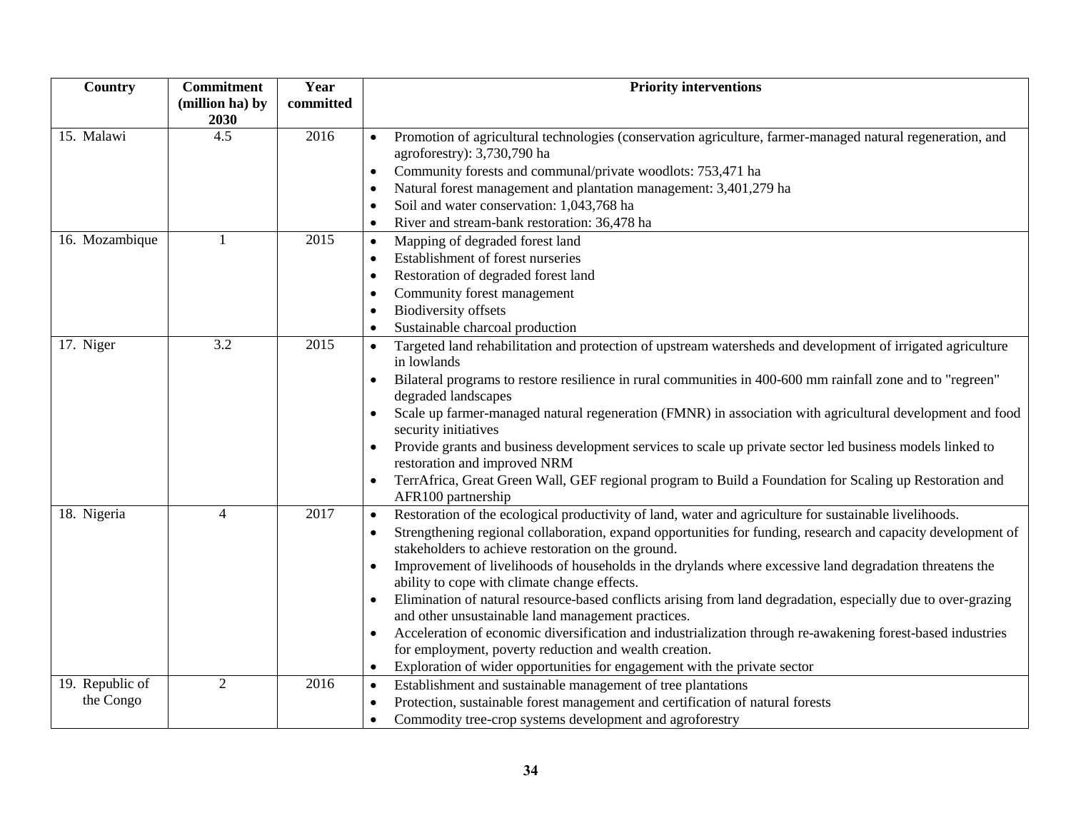| Country | Commitment (million ha) by 2030 | Year committed | Priority interventions |
|---|---|---|---|
| 15. Malawi | 4.5 | 2016 | • Promotion of agricultural technologies (conservation agriculture, farmer-managed natural regeneration, and agroforestry): 3,730,790 ha<br>• Community forests and communal/private woodlots: 753,471 ha<br>• Natural forest management and plantation management: 3,401,279 ha<br>• Soil and water conservation: 1,043,768 ha<br>• River and stream-bank restoration: 36,478 ha |
| 16. Mozambique | 1 | 2015 | • Mapping of degraded forest land<br>• Establishment of forest nurseries<br>• Restoration of degraded forest land<br>• Community forest management<br>• Biodiversity offsets<br>• Sustainable charcoal production |
| 17. Niger | 3.2 | 2015 | • Targeted land rehabilitation and protection of upstream watersheds and development of irrigated agriculture in lowlands<br>• Bilateral programs to restore resilience in rural communities in 400-600 mm rainfall zone and to "regreen" degraded landscapes<br>• Scale up farmer-managed natural regeneration (FMNR) in association with agricultural development and food security initiatives<br>• Provide grants and business development services to scale up private sector led business models linked to restoration and improved NRM<br>• TerrAfrica, Great Green Wall, GEF regional program to Build a Foundation for Scaling up Restoration and AFR100 partnership |
| 18. Nigeria | 4 | 2017 | • Restoration of the ecological productivity of land, water and agriculture for sustainable livelihoods.<br>• Strengthening regional collaboration, expand opportunities for funding, research and capacity development of stakeholders to achieve restoration on the ground.<br>• Improvement of livelihoods of households in the drylands where excessive land degradation threatens the ability to cope with climate change effects.<br>• Elimination of natural resource-based conflicts arising from land degradation, especially due to over-grazing and other unsustainable land management practices.<br>• Acceleration of economic diversification and industrialization through re-awakening forest-based industries for employment, poverty reduction and wealth creation.<br>• Exploration of wider opportunities for engagement with the private sector |
| 19. Republic of the Congo | 2 | 2016 | • Establishment and sustainable management of tree plantations<br>• Protection, sustainable forest management and certification of natural forests<br>• Commodity tree-crop systems development and agroforestry |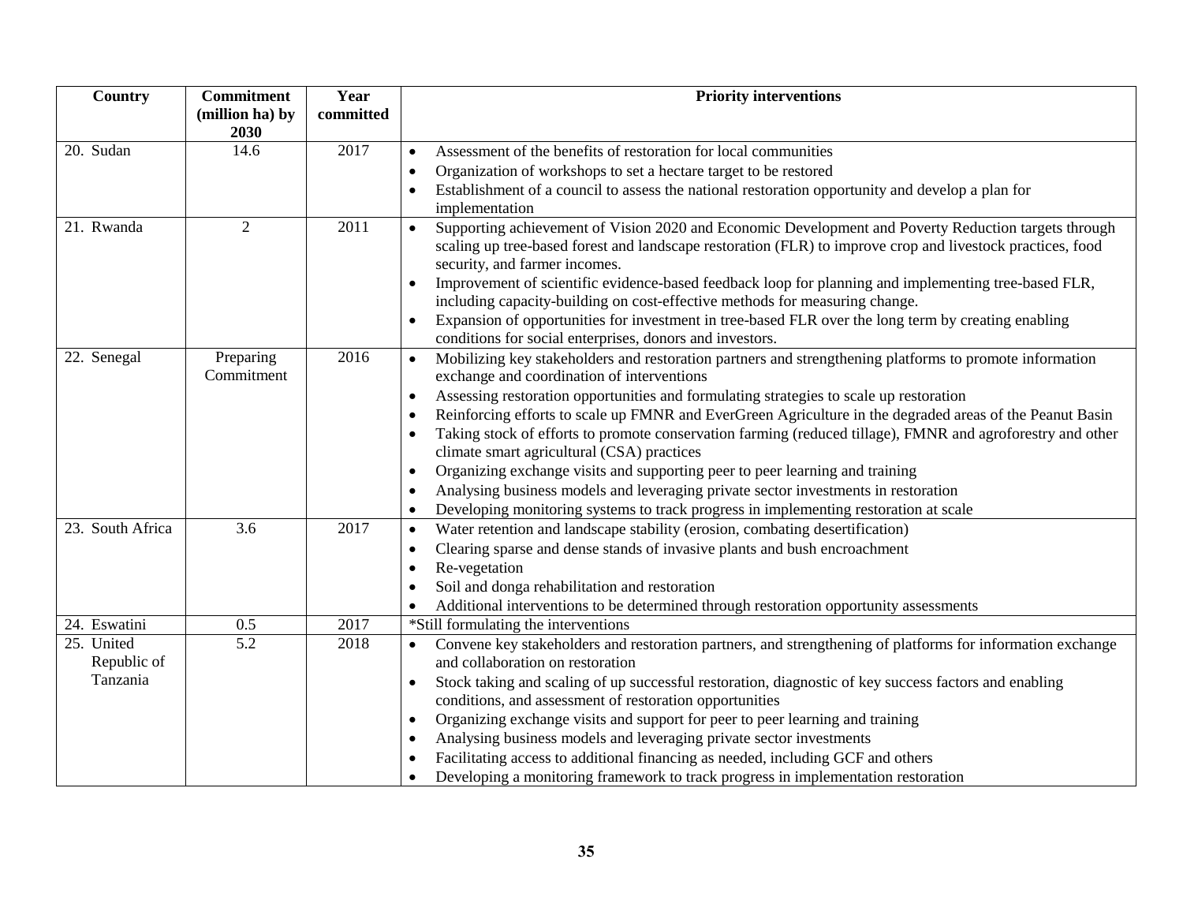| Country | Commitment (million ha) by 2030 | Year committed | Priority interventions |
|---|---|---|---|
| 20. Sudan | 14.6 | 2017 | • Assessment of the benefits of restoration for local communities<br>• Organization of workshops to set a hectare target to be restored<br>• Establishment of a council to assess the national restoration opportunity and develop a plan for implementation |
| 21. Rwanda | 2 | 2011 | • Supporting achievement of Vision 2020 and Economic Development and Poverty Reduction targets through scaling up tree-based forest and landscape restoration (FLR) to improve crop and livestock practices, food security, and farmer incomes.<br>• Improvement of scientific evidence-based feedback loop for planning and implementing tree-based FLR, including capacity-building on cost-effective methods for measuring change.<br>• Expansion of opportunities for investment in tree-based FLR over the long term by creating enabling conditions for social enterprises, donors and investors. |
| 22. Senegal | Preparing Commitment | 2016 | • Mobilizing key stakeholders and restoration partners and strengthening platforms to promote information exchange and coordination of interventions<br>• Assessing restoration opportunities and formulating strategies to scale up restoration<br>• Reinforcing efforts to scale up FMNR and EverGreen Agriculture in the degraded areas of the Peanut Basin<br>• Taking stock of efforts to promote conservation farming (reduced tillage), FMNR and agroforestry and other climate smart agricultural (CSA) practices<br>• Organizing exchange visits and supporting peer to peer learning and training<br>• Analysing business models and leveraging private sector investments in restoration<br>• Developing monitoring systems to track progress in implementing restoration at scale |
| 23. South Africa | 3.6 | 2017 | • Water retention and landscape stability (erosion, combating desertification)<br>• Clearing sparse and dense stands of invasive plants and bush encroachment<br>• Re-vegetation<br>• Soil and donga rehabilitation and restoration<br>• Additional interventions to be determined through restoration opportunity assessments |
| 24. Eswatini | 0.5 | 2017 | *Still formulating the interventions |
| 25. United Republic of Tanzania | 5.2 | 2018 | • Convene key stakeholders and restoration partners, and strengthening of platforms for information exchange and collaboration on restoration<br>• Stock taking and scaling of up successful restoration, diagnostic of key success factors and enabling conditions, and assessment of restoration opportunities<br>• Organizing exchange visits and support for peer to peer learning and training<br>• Analysing business models and leveraging private sector investments<br>• Facilitating access to additional financing as needed, including GCF and others<br>• Developing a monitoring framework to track progress in implementation restoration |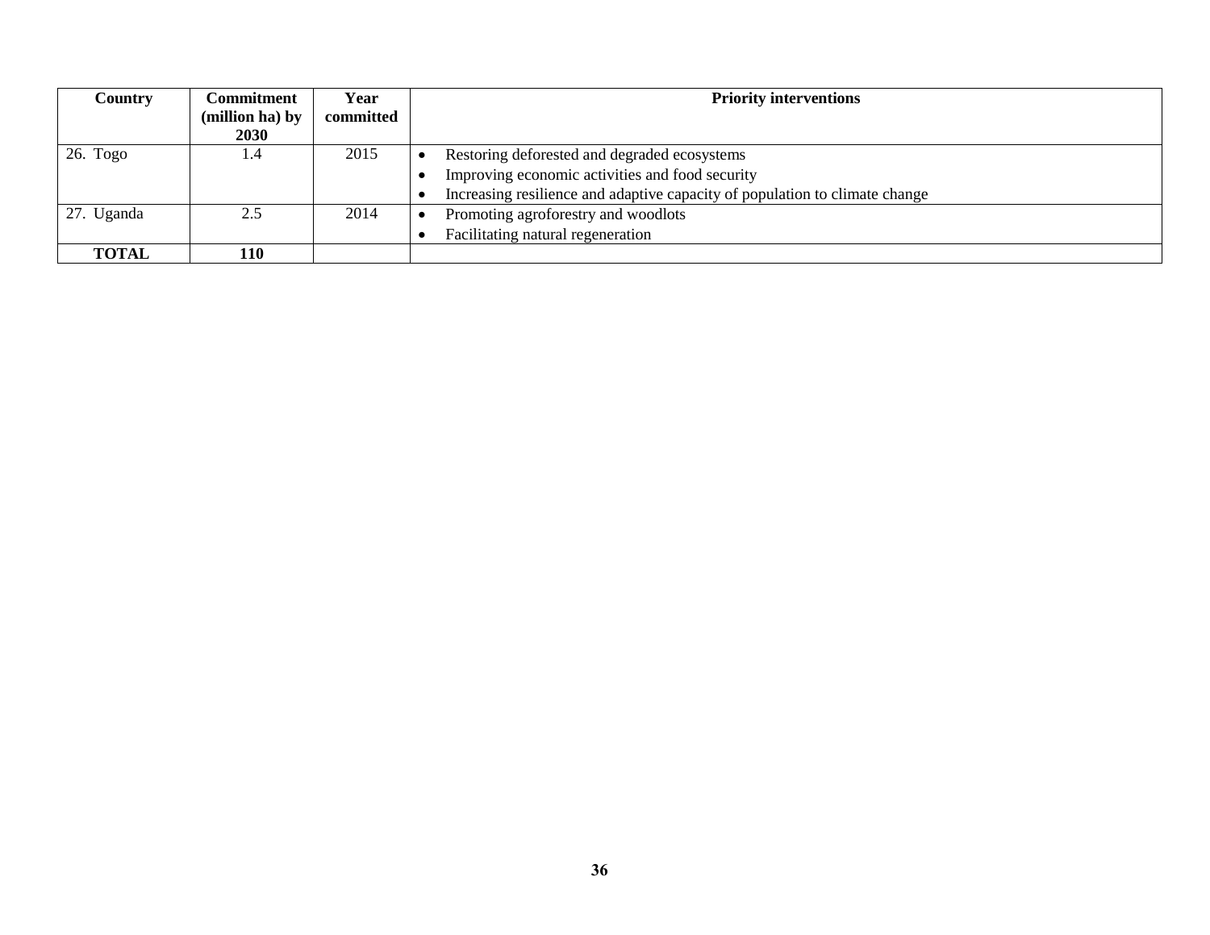| Country | Commitment (million ha) by 2030 | Year committed | Priority interventions |
|---|---|---|---|
| 26. Togo | 1.4 | 2015 | • Restoring deforested and degraded ecosystems<br>• Improving economic activities and food security<br>• Increasing resilience and adaptive capacity of population to climate change |
| 27. Uganda | 2.5 | 2014 | • Promoting agroforestry and woodlots<br>• Facilitating natural regeneration |
| **TOTAL** | **110** | | |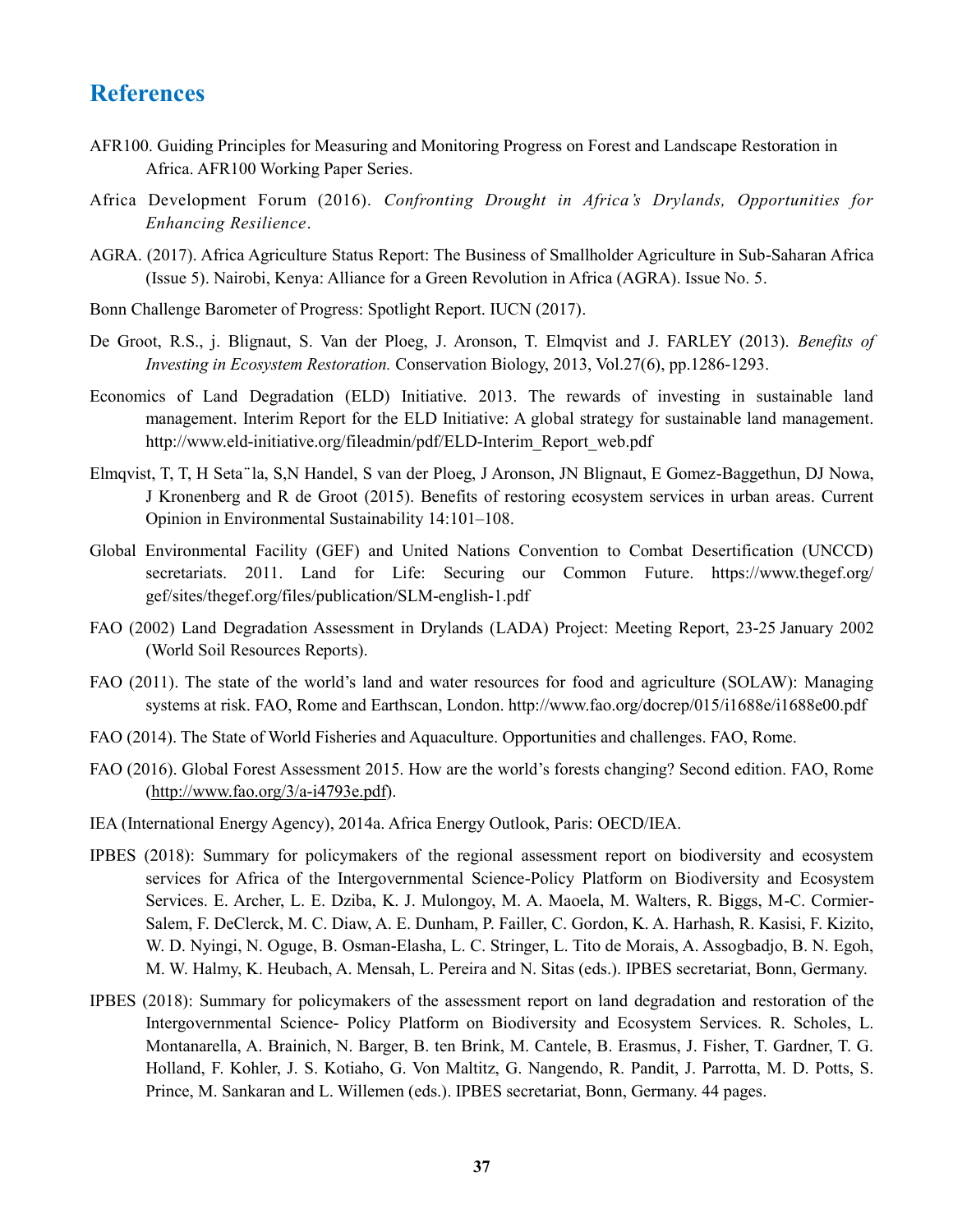# References

AFR100. Guiding Principles for Measuring and Monitoring Progress on Forest and Landscape Restoration in Africa. AFR100 Working Paper Series.

Africa Development Forum (2016). *Confronting Drought in Africa's Drylands, Opportunities for Enhancing Resilience*.

AGRA. (2017). Africa Agriculture Status Report: The Business of Smallholder Agriculture in Sub-Saharan Africa (Issue 5). Nairobi, Kenya: Alliance for a Green Revolution in Africa (AGRA). Issue No. 5.

Bonn Challenge Barometer of Progress: Spotlight Report. IUCN (2017).

De Groot, R.S., j. Blignaut, S. Van der Ploeg, J. Aronson, T. Elmqvist and J. FARLEY (2013). *Benefits of Investing in Ecosystem Restoration.* Conservation Biology, 2013, Vol.27(6), pp.1286-1293.

Economics of Land Degradation (ELD) Initiative. 2013. The rewards of investing in sustainable land management. Interim Report for the ELD Initiative: A global strategy for sustainable land management. http://www.eld-initiative.org/fileadmin/pdf/ELD-Interim_Report_web.pdf

Elmqvist, T, T, H Seta¨la, S,N Handel, S van der Ploeg, J Aronson, JN Blignaut, E Gomez-Baggethun, DJ Nowa, J Kronenberg and R de Groot (2015). Benefits of restoring ecosystem services in urban areas. Current Opinion in Environmental Sustainability 14:101–108.

Global Environmental Facility (GEF) and United Nations Convention to Combat Desertification (UNCCD) secretariats. 2011. Land for Life: Securing our Common Future. https://www.thegef.org/gef/sites/thegef.org/files/publication/SLM-english-1.pdf

FAO (2002) Land Degradation Assessment in Drylands (LADA) Project: Meeting Report, 23-25 January 2002 (World Soil Resources Reports).

FAO (2011). The state of the world's land and water resources for food and agriculture (SOLAW): Managing systems at risk. FAO, Rome and Earthscan, London. http://www.fao.org/docrep/015/i1688e/i1688e00.pdf

FAO (2014). The State of World Fisheries and Aquaculture. Opportunities and challenges. FAO, Rome.

FAO (2016). Global Forest Assessment 2015. How are the world's forests changing? Second edition. FAO, Rome (http://www.fao.org/3/a-i4793e.pdf).

IEA (International Energy Agency), 2014a. Africa Energy Outlook, Paris: OECD/IEA.

IPBES (2018): Summary for policymakers of the regional assessment report on biodiversity and ecosystem services for Africa of the Intergovernmental Science-Policy Platform on Biodiversity and Ecosystem Services. E. Archer, L. E. Dziba, K. J. Mulongoy, M. A. Maoela, M. Walters, R. Biggs, M-C. Cormier-Salem, F. DeClerck, M. C. Diaw, A. E. Dunham, P. Failler, C. Gordon, K. A. Harhash, R. Kasisi, F. Kizito, W. D. Nyingi, N. Oguge, B. Osman-Elasha, L. C. Stringer, L. Tito de Morais, A. Assogbadjo, B. N. Egoh, M. W. Halmy, K. Heubach, A. Mensah, L. Pereira and N. Sitas (eds.). IPBES secretariat, Bonn, Germany.

IPBES (2018): Summary for policymakers of the assessment report on land degradation and restoration of the Intergovernmental Science- Policy Platform on Biodiversity and Ecosystem Services. R. Scholes, L. Montanarella, A. Brainich, N. Barger, B. ten Brink, M. Cantele, B. Erasmus, J. Fisher, T. Gardner, T. G. Holland, F. Kohler, J. S. Kotiaho, G. Von Maltitz, G. Nangendo, R. Pandit, J. Parrotta, M. D. Potts, S. Prince, M. Sankaran and L. Willemen (eds.). IPBES secretariat, Bonn, Germany. 44 pages.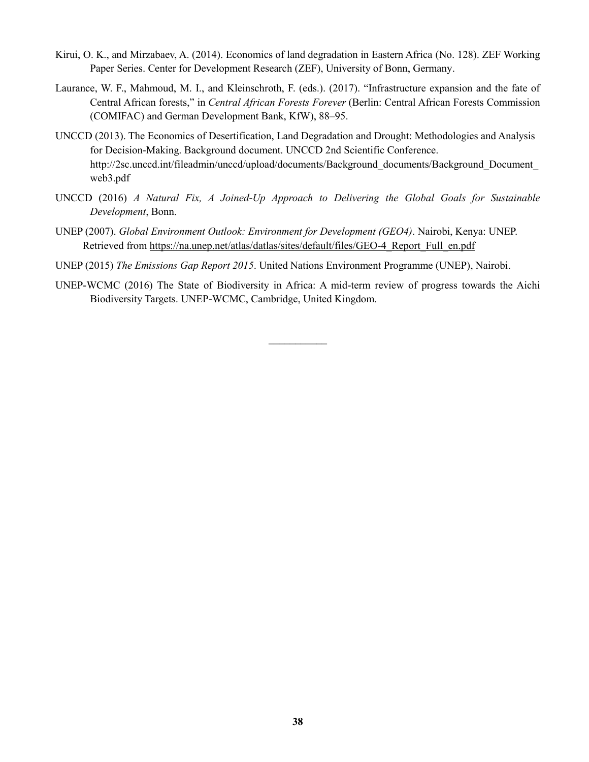Kirui, O. K., and Mirzabaev, A. (2014). Economics of land degradation in Eastern Africa (No. 128). ZEF Working Paper Series. Center for Development Research (ZEF), University of Bonn, Germany.

Laurance, W. F., Mahmoud, M. I., and Kleinschroth, F. (eds.). (2017). "Infrastructure expansion and the fate of Central African forests," in *Central African Forests Forever* (Berlin: Central African Forests Commission (COMIFAC) and German Development Bank, KfW), 88–95.

UNCCD (2013). The Economics of Desertification, Land Degradation and Drought: Methodologies and Analysis for Decision-Making. Background document. UNCCD 2nd Scientific Conference. http://2sc.unccd.int/fileadmin/unccd/upload/documents/Background_documents/Background_Document_web3.pdf

UNCCD (2016) *A Natural Fix, A Joined-Up Approach to Delivering the Global Goals for Sustainable Development*, Bonn.

UNEP (2007). *Global Environment Outlook: Environment for Development (GEO4)*. Nairobi, Kenya: UNEP. Retrieved from https://na.unep.net/atlas/datlas/sites/default/files/GEO-4_Report_Full_en.pdf

UNEP (2015) *The Emissions Gap Report 2015*. United Nations Environment Programme (UNEP), Nairobi.

UNEP-WCMC (2016) The State of Biodiversity in Africa: A mid-term review of progress towards the Aichi Biodiversity Targets. UNEP-WCMC, Cambridge, United Kingdom.

___________